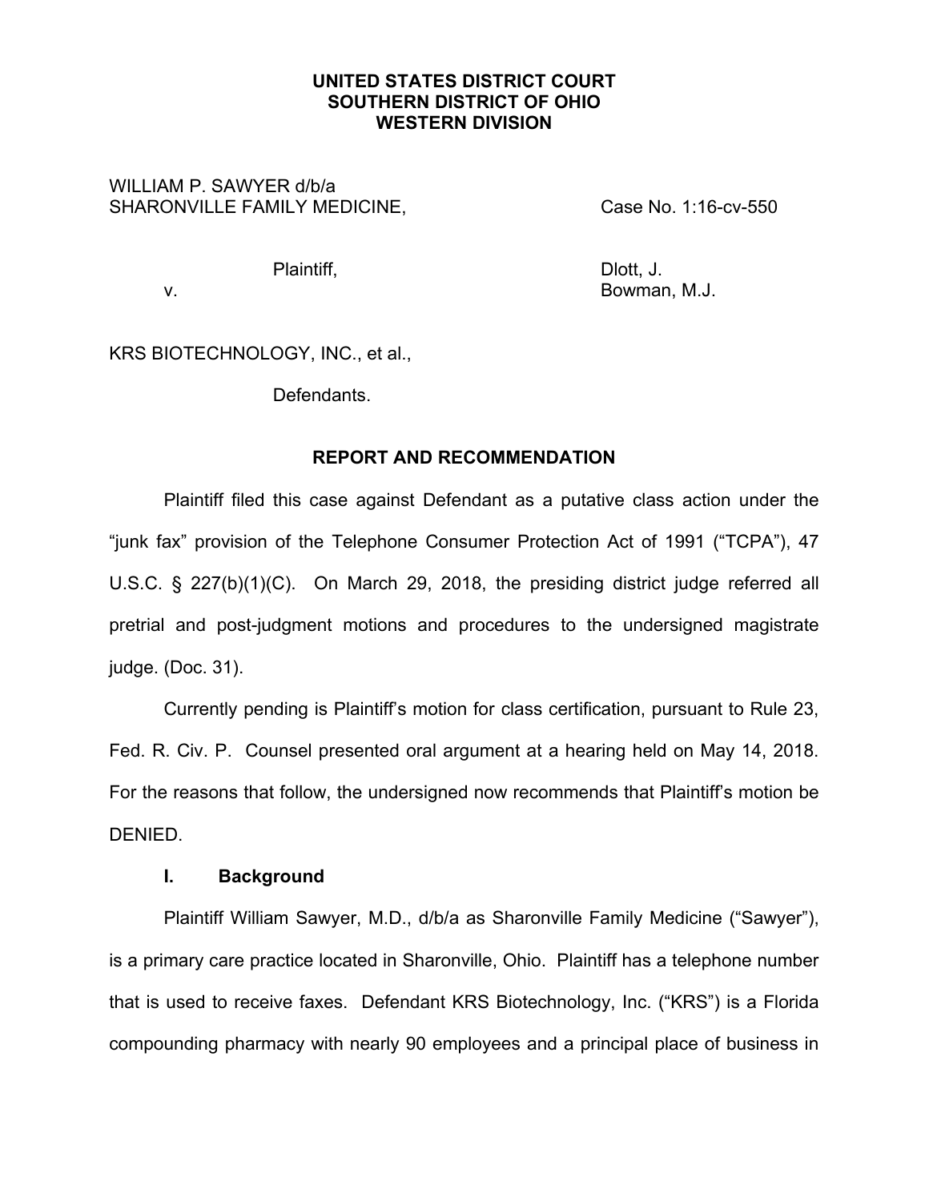**UNITED STATES DISTRICT COURT**
**SOUTHERN DISTRICT OF OHIO**
**WESTERN DIVISION**

WILLIAM P. SAWYER d/b/a
SHARONVILLE FAMILY MEDICINE, Case No. 1:16-cv-550

Plaintiff, Dlott, J.
v. Bowman, M.J.

KRS BIOTECHNOLOGY, INC., et al.,

Defendants.

**REPORT AND RECOMMENDATION**

Plaintiff filed this case against Defendant as a putative class action under the "junk fax" provision of the Telephone Consumer Protection Act of 1991 ("TCPA"), 47 U.S.C. § 227(b)(1)(C). On March 29, 2018, the presiding district judge referred all pretrial and post-judgment motions and procedures to the undersigned magistrate judge. (Doc. 31).

Currently pending is Plaintiff's motion for class certification, pursuant to Rule 23, Fed. R. Civ. P. Counsel presented oral argument at a hearing held on May 14, 2018. For the reasons that follow, the undersigned now recommends that Plaintiff's motion be DENIED.

**I. Background**

Plaintiff William Sawyer, M.D., d/b/a as Sharonville Family Medicine ("Sawyer"), is a primary care practice located in Sharonville, Ohio. Plaintiff has a telephone number that is used to receive faxes. Defendant KRS Biotechnology, Inc. ("KRS") is a Florida compounding pharmacy with nearly 90 employees and a principal place of business in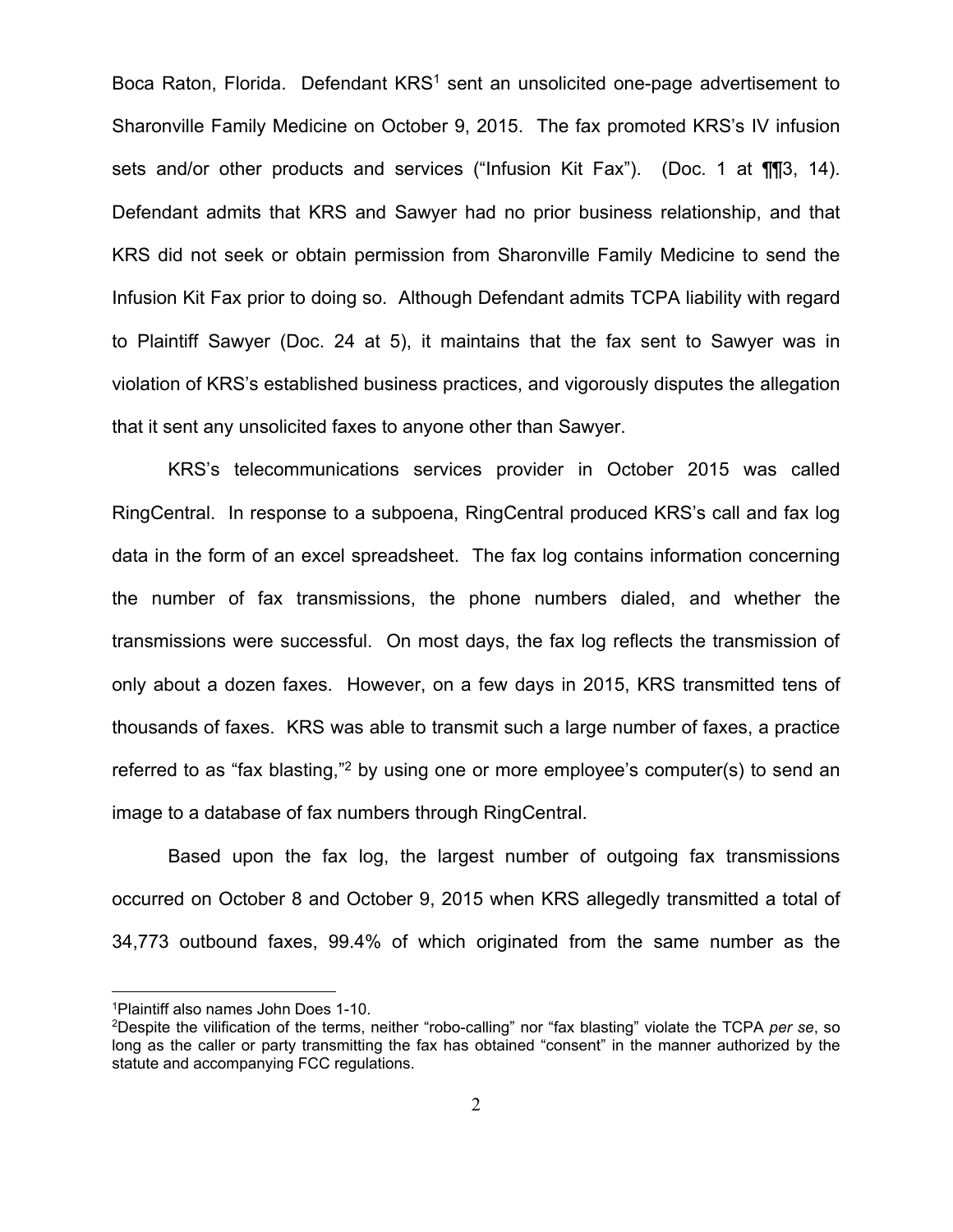Boca Raton, Florida. Defendant KRS[1] sent an unsolicited one-page advertisement to Sharonville Family Medicine on October 9, 2015. The fax promoted KRS's IV infusion sets and/or other products and services ("Infusion Kit Fax"). (Doc. 1 at ¶¶3, 14). Defendant admits that KRS and Sawyer had no prior business relationship, and that KRS did not seek or obtain permission from Sharonville Family Medicine to send the Infusion Kit Fax prior to doing so. Although Defendant admits TCPA liability with regard to Plaintiff Sawyer (Doc. 24 at 5), it maintains that the fax sent to Sawyer was in violation of KRS's established business practices, and vigorously disputes the allegation that it sent any unsolicited faxes to anyone other than Sawyer.

KRS's telecommunications services provider in October 2015 was called RingCentral. In response to a subpoena, RingCentral produced KRS's call and fax log data in the form of an excel spreadsheet. The fax log contains information concerning the number of fax transmissions, the phone numbers dialed, and whether the transmissions were successful. On most days, the fax log reflects the transmission of only about a dozen faxes. However, on a few days in 2015, KRS transmitted tens of thousands of faxes. KRS was able to transmit such a large number of faxes, a practice referred to as "fax blasting,"[2] by using one or more employee's computer(s) to send an image to a database of fax numbers through RingCentral.

Based upon the fax log, the largest number of outgoing fax transmissions occurred on October 8 and October 9, 2015 when KRS allegedly transmitted a total of 34,773 outbound faxes, 99.4% of which originated from the same number as the

[1] Plaintiff also names John Does 1-10.

[2] Despite the vilification of the terms, neither "robo-calling" nor "fax blasting" violate the TCPA *per se*, so long as the caller or party transmitting the fax has obtained "consent" in the manner authorized by the statute and accompanying FCC regulations.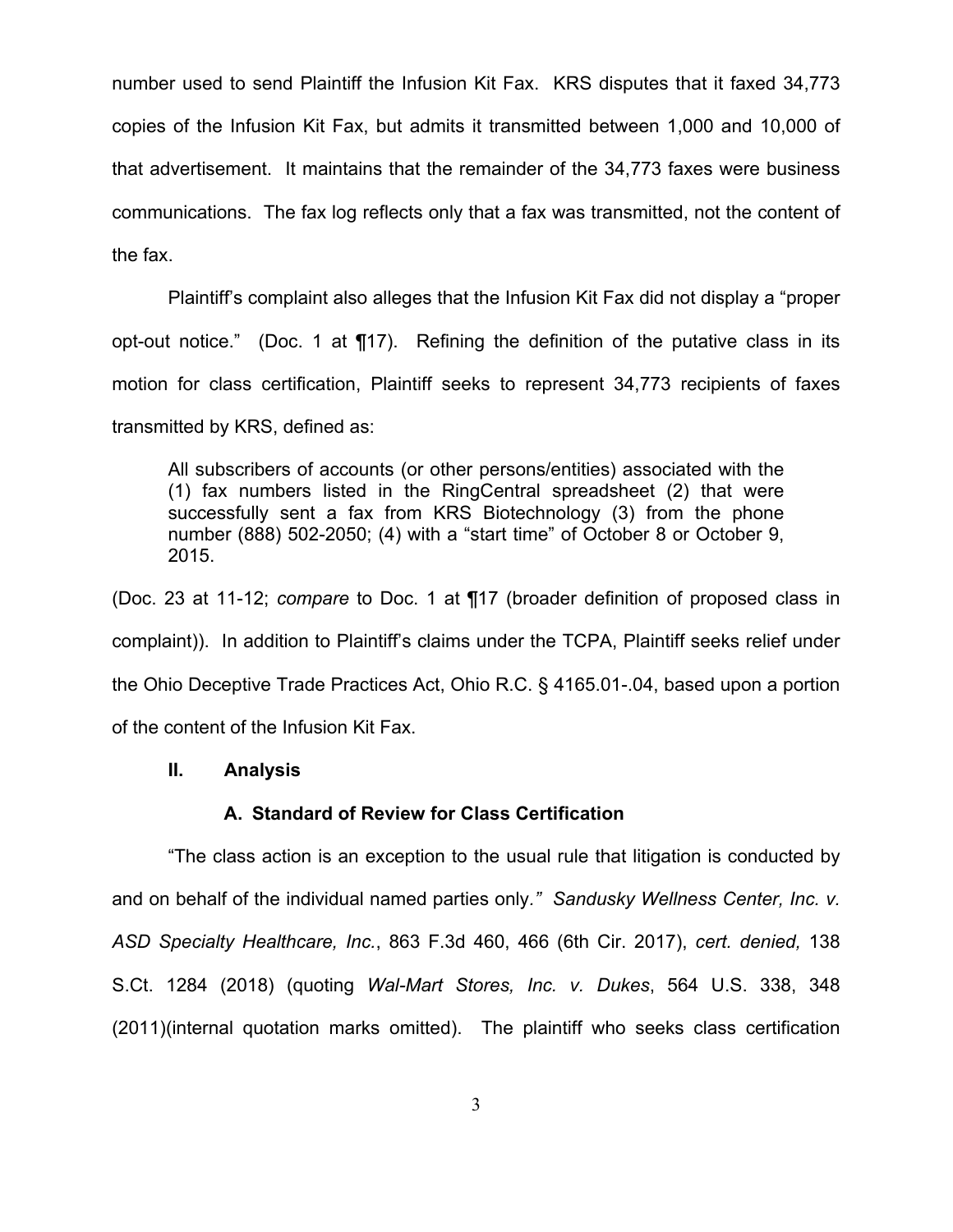number used to send Plaintiff the Infusion Kit Fax. KRS disputes that it faxed 34,773 copies of the Infusion Kit Fax, but admits it transmitted between 1,000 and 10,000 of that advertisement. It maintains that the remainder of the 34,773 faxes were business communications. The fax log reflects only that a fax was transmitted, not the content of the fax.

Plaintiff's complaint also alleges that the Infusion Kit Fax did not display a "proper opt-out notice." (Doc. 1 at ¶17). Refining the definition of the putative class in its motion for class certification, Plaintiff seeks to represent 34,773 recipients of faxes transmitted by KRS, defined as:

> All subscribers of accounts (or other persons/entities) associated with the (1) fax numbers listed in the RingCentral spreadsheet (2) that were successfully sent a fax from KRS Biotechnology (3) from the phone number (888) 502-2050; (4) with a "start time" of October 8 or October 9, 2015.

(Doc. 23 at 11-12; *compare* to Doc. 1 at ¶17 (broader definition of proposed class in complaint)). In addition to Plaintiff's claims under the TCPA, Plaintiff seeks relief under the Ohio Deceptive Trade Practices Act, Ohio R.C. § 4165.01-.04, based upon a portion of the content of the Infusion Kit Fax.

## II. Analysis

### A. Standard of Review for Class Certification

"The class action is an exception to the usual rule that litigation is conducted by and on behalf of the individual named parties only." *Sandusky Wellness Center, Inc. v. ASD Specialty Healthcare, Inc.*, 863 F.3d 460, 466 (6th Cir. 2017), *cert. denied,* 138 S.Ct. 1284 (2018) (quoting *Wal-Mart Stores, Inc. v. Dukes*, 564 U.S. 338, 348 (2011)(internal quotation marks omitted). The plaintiff who seeks class certification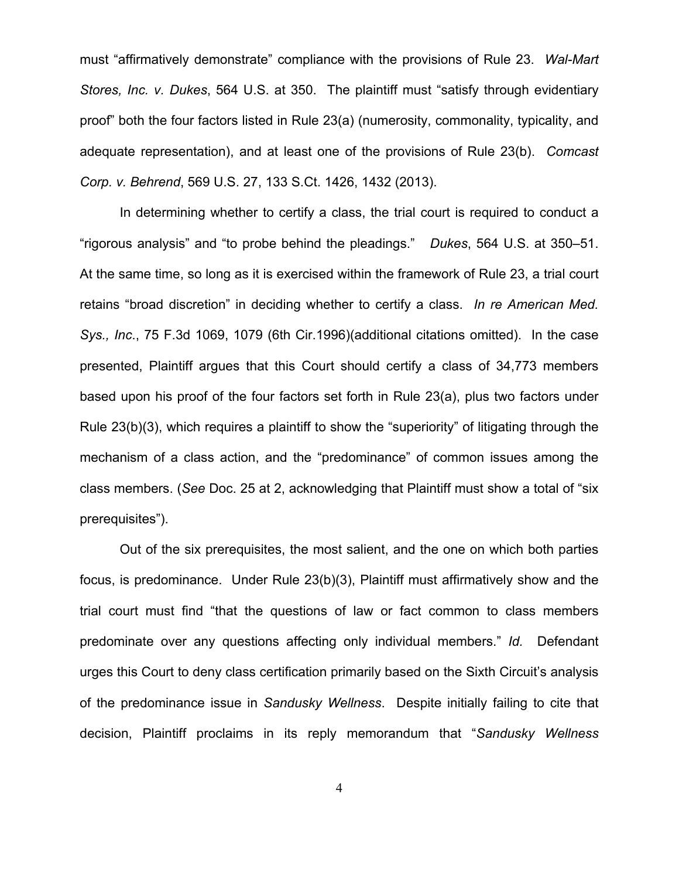must "affirmatively demonstrate" compliance with the provisions of Rule 23. *Wal-Mart Stores, Inc. v. Dukes*, 564 U.S. at 350. The plaintiff must "satisfy through evidentiary proof" both the four factors listed in Rule 23(a) (numerosity, commonality, typicality, and adequate representation), and at least one of the provisions of Rule 23(b). *Comcast Corp. v. Behrend*, 569 U.S. 27, 133 S.Ct. 1426, 1432 (2013).

In determining whether to certify a class, the trial court is required to conduct a "rigorous analysis" and "to probe behind the pleadings." *Dukes*, 564 U.S. at 350–51. At the same time, so long as it is exercised within the framework of Rule 23, a trial court retains "broad discretion" in deciding whether to certify a class. *In re American Med. Sys., Inc.*, 75 F.3d 1069, 1079 (6th Cir.1996)(additional citations omitted). In the case presented, Plaintiff argues that this Court should certify a class of 34,773 members based upon his proof of the four factors set forth in Rule 23(a), plus two factors under Rule 23(b)(3), which requires a plaintiff to show the "superiority" of litigating through the mechanism of a class action, and the "predominance" of common issues among the class members. (*See* Doc. 25 at 2, acknowledging that Plaintiff must show a total of "six prerequisites").

Out of the six prerequisites, the most salient, and the one on which both parties focus, is predominance. Under Rule 23(b)(3), Plaintiff must affirmatively show and the trial court must find "that the questions of law or fact common to class members predominate over any questions affecting only individual members." *Id.* Defendant urges this Court to deny class certification primarily based on the Sixth Circuit's analysis of the predominance issue in *Sandusky Wellness*. Despite initially failing to cite that decision, Plaintiff proclaims in its reply memorandum that "*Sandusky Wellness*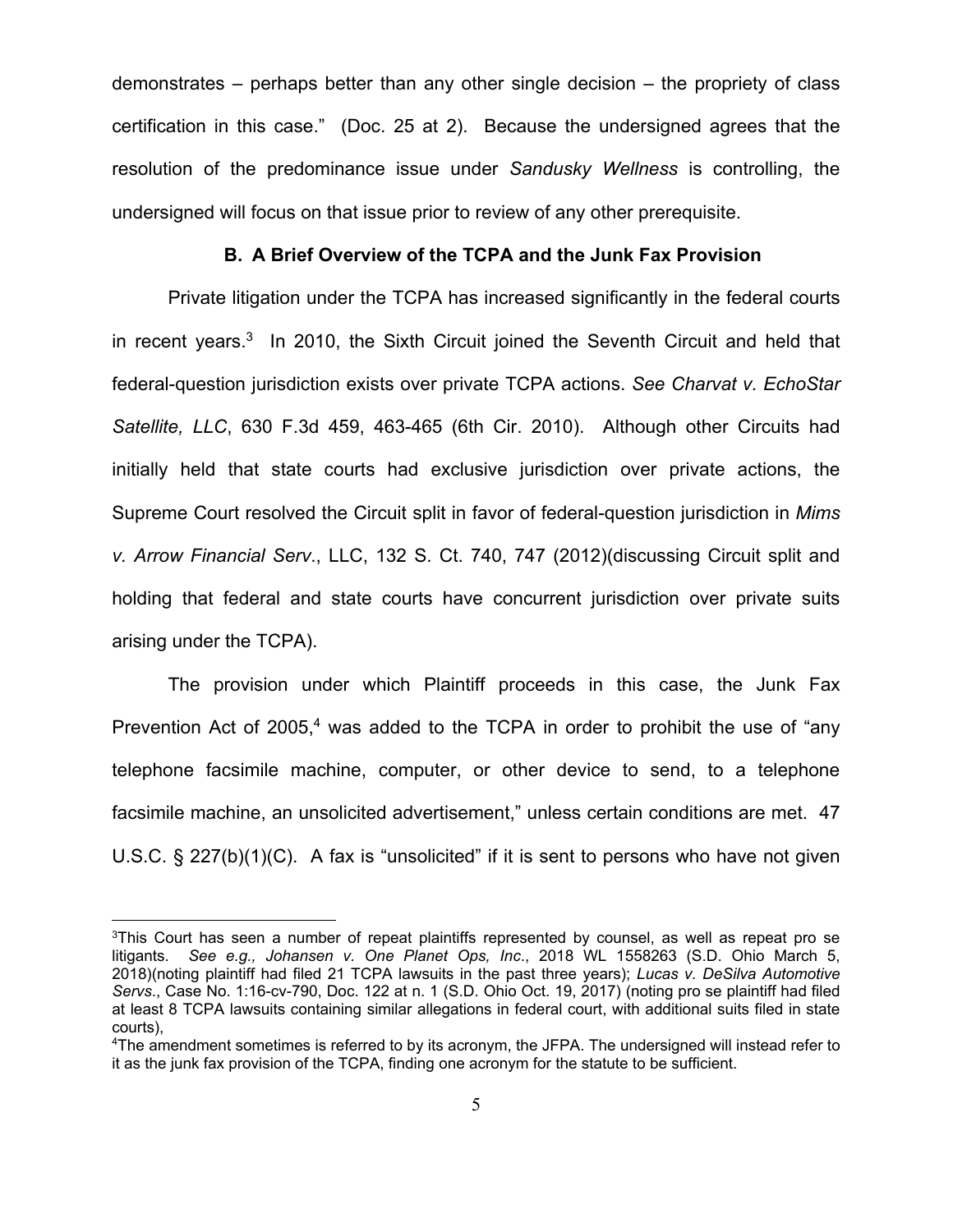demonstrates – perhaps better than any other single decision – the propriety of class certification in this case." (Doc. 25 at 2). Because the undersigned agrees that the resolution of the predominance issue under *Sandusky Wellness* is controlling, the undersigned will focus on that issue prior to review of any other prerequisite.

### B. A Brief Overview of the TCPA and the Junk Fax Provision

Private litigation under the TCPA has increased significantly in the federal courts in recent years.[3] In 2010, the Sixth Circuit joined the Seventh Circuit and held that federal-question jurisdiction exists over private TCPA actions. *See Charvat v. EchoStar Satellite, LLC*, 630 F.3d 459, 463-465 (6th Cir. 2010). Although other Circuits had initially held that state courts had exclusive jurisdiction over private actions, the Supreme Court resolved the Circuit split in favor of federal-question jurisdiction in *Mims v. Arrow Financial Serv*., LLC, 132 S. Ct. 740, 747 (2012)(discussing Circuit split and holding that federal and state courts have concurrent jurisdiction over private suits arising under the TCPA).

The provision under which Plaintiff proceeds in this case, the Junk Fax Prevention Act of 2005,[4] was added to the TCPA in order to prohibit the use of "any telephone facsimile machine, computer, or other device to send, to a telephone facsimile machine, an unsolicited advertisement," unless certain conditions are met. 47 U.S.C. § 227(b)(1)(C). A fax is "unsolicited" if it is sent to persons who have not given

---

[3]This Court has seen a number of repeat plaintiffs represented by counsel, as well as repeat pro se litigants. *See e.g., Johansen v. One Planet Ops, Inc*., 2018 WL 1558263 (S.D. Ohio March 5, 2018)(noting plaintiff had filed 21 TCPA lawsuits in the past three years); *Lucas v. DeSilva Automotive Servs*., Case No. 1:16-cv-790, Doc. 122 at n. 1 (S.D. Ohio Oct. 19, 2017) (noting pro se plaintiff had filed at least 8 TCPA lawsuits containing similar allegations in federal court, with additional suits filed in state courts),

[4]The amendment sometimes is referred to by its acronym, the JFPA. The undersigned will instead refer to it as the junk fax provision of the TCPA, finding one acronym for the statute to be sufficient.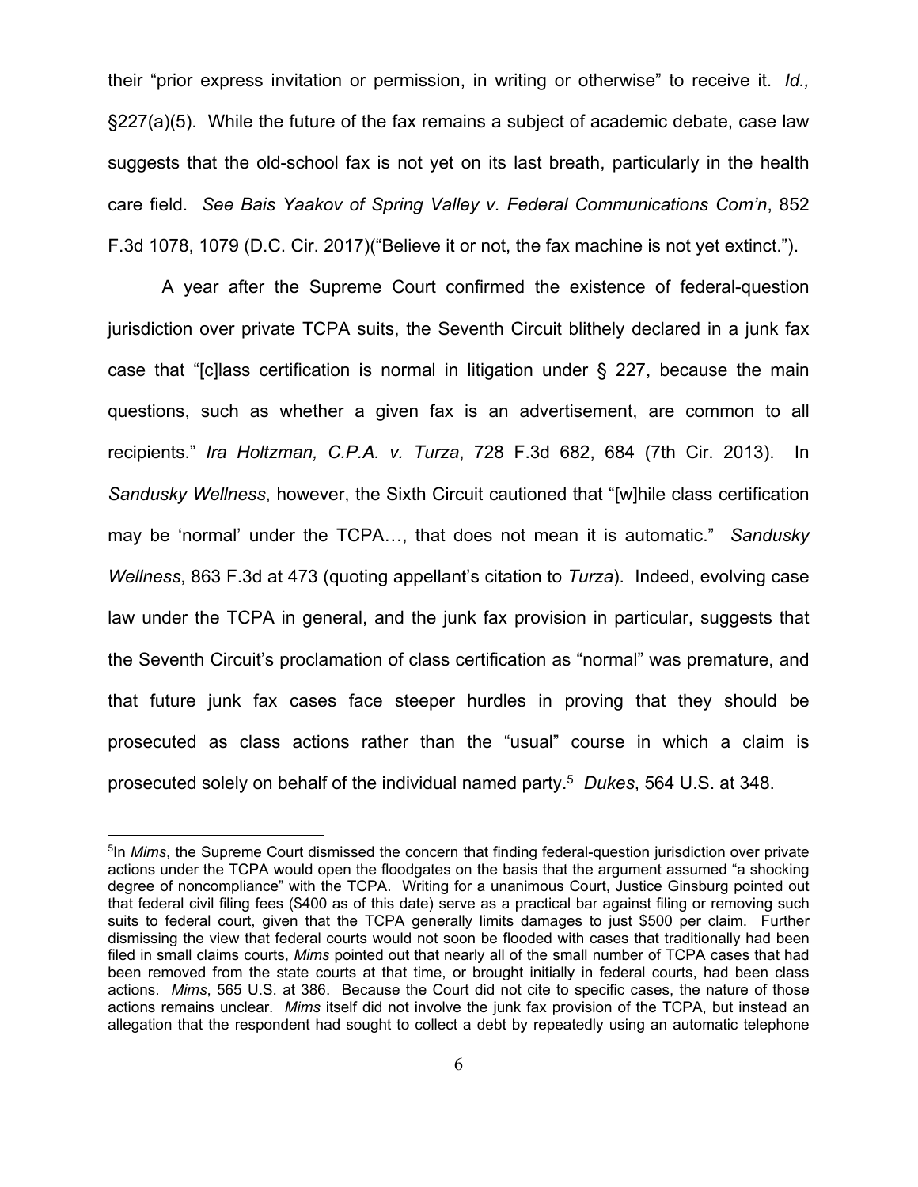their "prior express invitation or permission, in writing or otherwise" to receive it. *Id.,* §227(a)(5). While the future of the fax remains a subject of academic debate, case law suggests that the old-school fax is not yet on its last breath, particularly in the health care field. *See Bais Yaakov of Spring Valley v. Federal Communications Com'n*, 852 F.3d 1078, 1079 (D.C. Cir. 2017)("Believe it or not, the fax machine is not yet extinct.").

A year after the Supreme Court confirmed the existence of federal-question jurisdiction over private TCPA suits, the Seventh Circuit blithely declared in a junk fax case that "[c]lass certification is normal in litigation under § 227, because the main questions, such as whether a given fax is an advertisement, are common to all recipients." *Ira Holtzman, C.P.A. v. Turza*, 728 F.3d 682, 684 (7th Cir. 2013). In *Sandusky Wellness*, however, the Sixth Circuit cautioned that "[w]hile class certification may be 'normal' under the TCPA…, that does not mean it is automatic." *Sandusky Wellness*, 863 F.3d at 473 (quoting appellant's citation to *Turza*). Indeed, evolving case law under the TCPA in general, and the junk fax provision in particular, suggests that the Seventh Circuit's proclamation of class certification as "normal" was premature, and that future junk fax cases face steeper hurdles in proving that they should be prosecuted as class actions rather than the "usual" course in which a claim is prosecuted solely on behalf of the individual named party.[5] *Dukes*, 564 U.S. at 348.

---

[5]In *Mims*, the Supreme Court dismissed the concern that finding federal-question jurisdiction over private actions under the TCPA would open the floodgates on the basis that the argument assumed "a shocking degree of noncompliance" with the TCPA. Writing for a unanimous Court, Justice Ginsburg pointed out that federal civil filing fees ($400 as of this date) serve as a practical bar against filing or removing such suits to federal court, given that the TCPA generally limits damages to just $500 per claim. Further dismissing the view that federal courts would not soon be flooded with cases that traditionally had been filed in small claims courts, *Mims* pointed out that nearly all of the small number of TCPA cases that had been removed from the state courts at that time, or brought initially in federal courts, had been class actions. *Mims*, 565 U.S. at 386. Because the Court did not cite to specific cases, the nature of those actions remains unclear. *Mims* itself did not involve the junk fax provision of the TCPA, but instead an allegation that the respondent had sought to collect a debt by repeatedly using an automatic telephone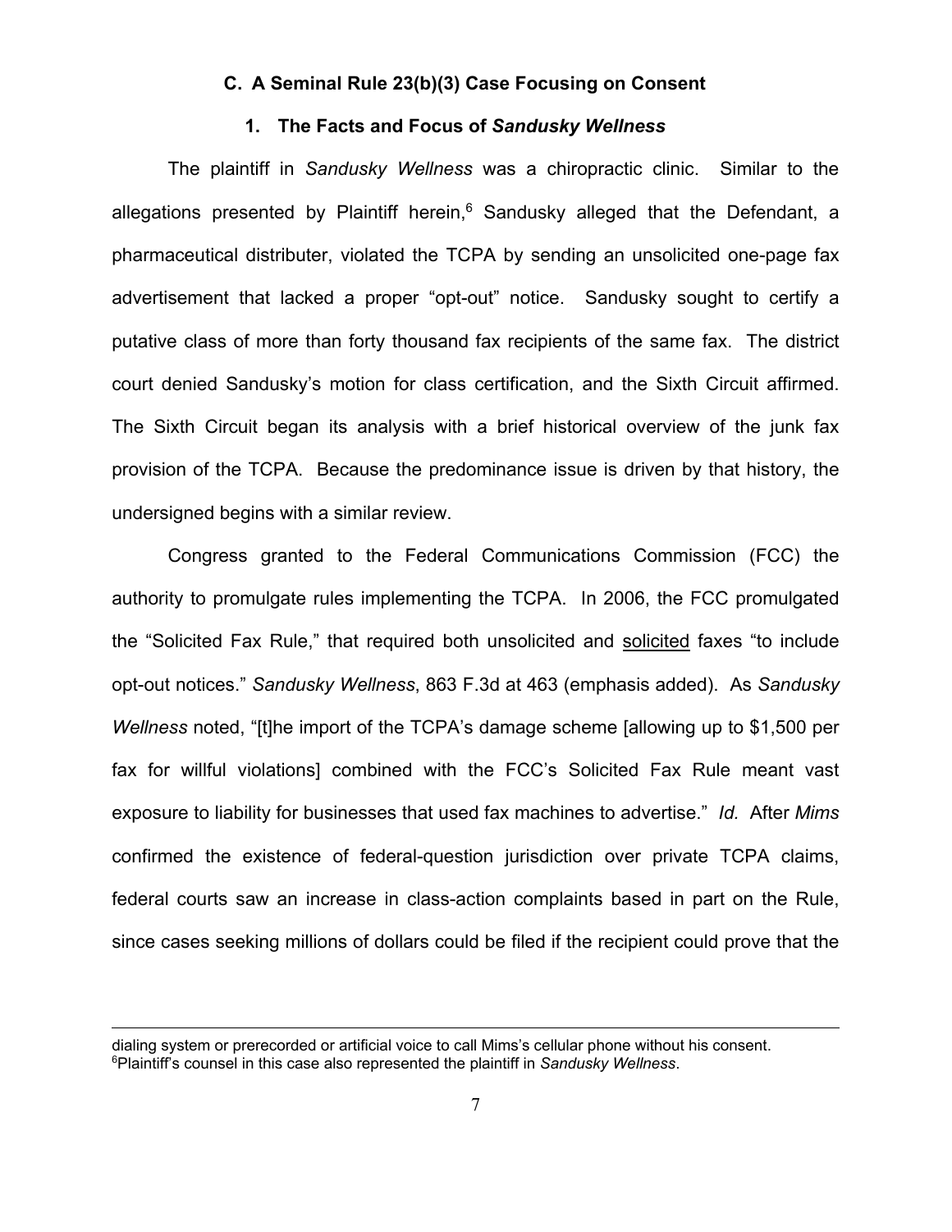### C. A Seminal Rule 23(b)(3) Case Focusing on Consent

#### 1. The Facts and Focus of *Sandusky Wellness*

The plaintiff in *Sandusky Wellness* was a chiropractic clinic. Similar to the allegations presented by Plaintiff herein,[6] Sandusky alleged that the Defendant, a pharmaceutical distributer, violated the TCPA by sending an unsolicited one-page fax advertisement that lacked a proper "opt-out" notice. Sandusky sought to certify a putative class of more than forty thousand fax recipients of the same fax. The district court denied Sandusky's motion for class certification, and the Sixth Circuit affirmed. The Sixth Circuit began its analysis with a brief historical overview of the junk fax provision of the TCPA. Because the predominance issue is driven by that history, the undersigned begins with a similar review.

Congress granted to the Federal Communications Commission (FCC) the authority to promulgate rules implementing the TCPA. In 2006, the FCC promulgated the "Solicited Fax Rule," that required both unsolicited and <u>solicited</u> faxes "to include opt-out notices." *Sandusky Wellness*, 863 F.3d at 463 (emphasis added). As *Sandusky Wellness* noted, "[t]he import of the TCPA's damage scheme [allowing up to $1,500 per fax for willful violations] combined with the FCC's Solicited Fax Rule meant vast exposure to liability for businesses that used fax machines to advertise." *Id.* After *Mims* confirmed the existence of federal-question jurisdiction over private TCPA claims, federal courts saw an increase in class-action complaints based in part on the Rule, since cases seeking millions of dollars could be filed if the recipient could prove that the

---

dialing system or prerecorded or artificial voice to call Mims's cellular phone without his consent.

[6] Plaintiff's counsel in this case also represented the plaintiff in *Sandusky Wellness*.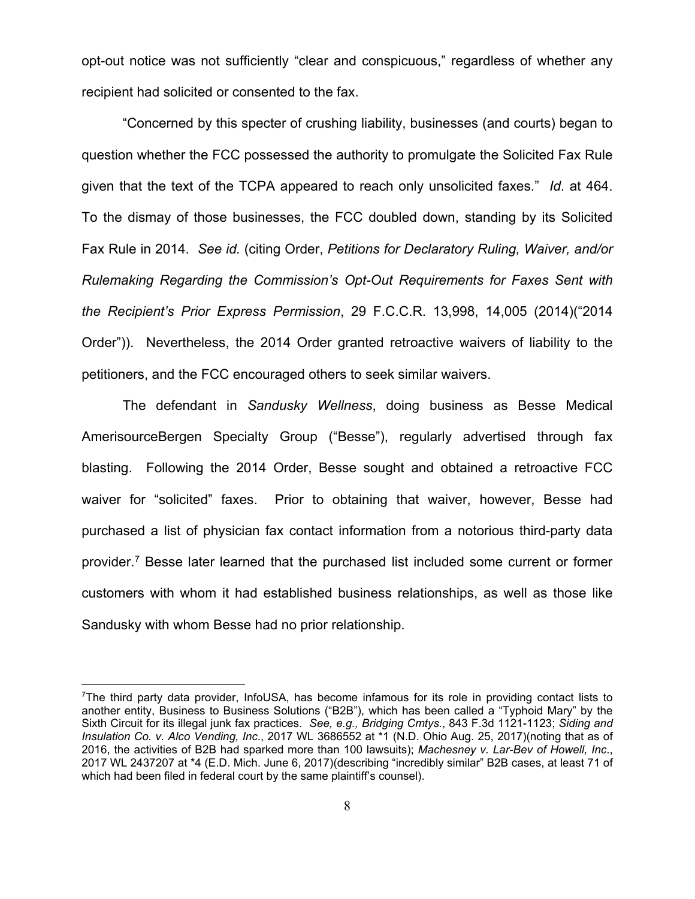opt-out notice was not sufficiently "clear and conspicuous," regardless of whether any recipient had solicited or consented to the fax.

"Concerned by this specter of crushing liability, businesses (and courts) began to question whether the FCC possessed the authority to promulgate the Solicited Fax Rule given that the text of the TCPA appeared to reach only unsolicited faxes." *Id*. at 464. To the dismay of those businesses, the FCC doubled down, standing by its Solicited Fax Rule in 2014. *See id.* (citing Order, *Petitions for Declaratory Ruling, Waiver, and/or Rulemaking Regarding the Commission's Opt-Out Requirements for Faxes Sent with the Recipient's Prior Express Permission*, 29 F.C.C.R. 13,998, 14,005 (2014)("2014 Order")). Nevertheless, the 2014 Order granted retroactive waivers of liability to the petitioners, and the FCC encouraged others to seek similar waivers.

The defendant in *Sandusky Wellness*, doing business as Besse Medical AmerisourceBergen Specialty Group ("Besse"), regularly advertised through fax blasting. Following the 2014 Order, Besse sought and obtained a retroactive FCC waiver for "solicited" faxes. Prior to obtaining that waiver, however, Besse had purchased a list of physician fax contact information from a notorious third-party data provider.[7] Besse later learned that the purchased list included some current or former customers with whom it had established business relationships, as well as those like Sandusky with whom Besse had no prior relationship.

---

[7]The third party data provider, InfoUSA, has become infamous for its role in providing contact lists to another entity, Business to Business Solutions ("B2B"), which has been called a "Typhoid Mary" by the Sixth Circuit for its illegal junk fax practices. *See, e.g., Bridging Cmtys.*, 843 F.3d 1121-1123; *Siding and Insulation Co. v. Alco Vending, Inc*., 2017 WL 3686552 at *1 (N.D. Ohio Aug. 25, 2017)(noting that as of 2016, the activities of B2B had sparked more than 100 lawsuits); *Machesney v. Lar-Bev of Howell, Inc*., 2017 WL 2437207 at *4 (E.D. Mich. June 6, 2017)(describing "incredibly similar" B2B cases, at least 71 of which had been filed in federal court by the same plaintiff's counsel).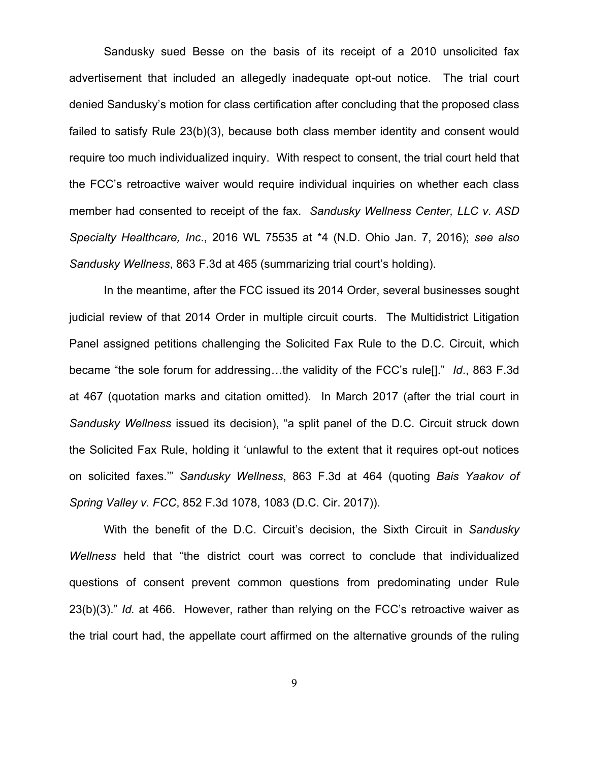Sandusky sued Besse on the basis of its receipt of a 2010 unsolicited fax advertisement that included an allegedly inadequate opt-out notice. The trial court denied Sandusky's motion for class certification after concluding that the proposed class failed to satisfy Rule 23(b)(3), because both class member identity and consent would require too much individualized inquiry. With respect to consent, the trial court held that the FCC's retroactive waiver would require individual inquiries on whether each class member had consented to receipt of the fax. *Sandusky Wellness Center, LLC v. ASD Specialty Healthcare, Inc*., 2016 WL 75535 at *4 (N.D. Ohio Jan. 7, 2016); *see also Sandusky Wellness*, 863 F.3d at 465 (summarizing trial court's holding).

In the meantime, after the FCC issued its 2014 Order, several businesses sought judicial review of that 2014 Order in multiple circuit courts. The Multidistrict Litigation Panel assigned petitions challenging the Solicited Fax Rule to the D.C. Circuit, which became "the sole forum for addressing…the validity of the FCC's rule[]." *Id*., 863 F.3d at 467 (quotation marks and citation omitted). In March 2017 (after the trial court in *Sandusky Wellness* issued its decision), "a split panel of the D.C. Circuit struck down the Solicited Fax Rule, holding it 'unlawful to the extent that it requires opt-out notices on solicited faxes.'" *Sandusky Wellness*, 863 F.3d at 464 (quoting *Bais Yaakov of Spring Valley v. FCC*, 852 F.3d 1078, 1083 (D.C. Cir. 2017)).

With the benefit of the D.C. Circuit's decision, the Sixth Circuit in *Sandusky Wellness* held that "the district court was correct to conclude that individualized questions of consent prevent common questions from predominating under Rule 23(b)(3)." *Id.* at 466. However, rather than relying on the FCC's retroactive waiver as the trial court had, the appellate court affirmed on the alternative grounds of the ruling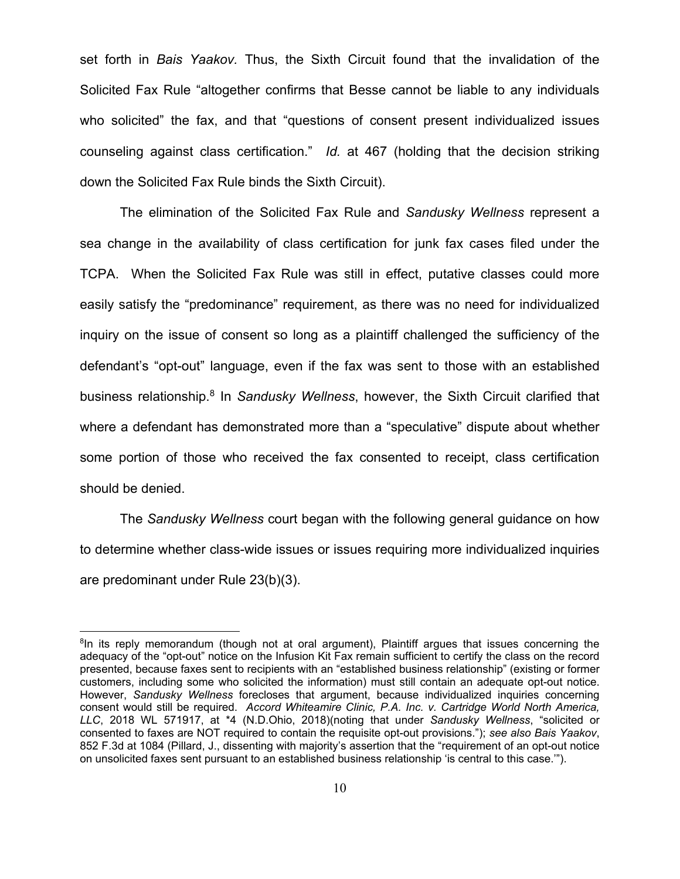set forth in *Bais Yaakov.* Thus, the Sixth Circuit found that the invalidation of the Solicited Fax Rule "altogether confirms that Besse cannot be liable to any individuals who solicited" the fax, and that "questions of consent present individualized issues counseling against class certification." *Id.* at 467 (holding that the decision striking down the Solicited Fax Rule binds the Sixth Circuit).

The elimination of the Solicited Fax Rule and *Sandusky Wellness* represent a sea change in the availability of class certification for junk fax cases filed under the TCPA. When the Solicited Fax Rule was still in effect, putative classes could more easily satisfy the "predominance" requirement, as there was no need for individualized inquiry on the issue of consent so long as a plaintiff challenged the sufficiency of the defendant's "opt-out" language, even if the fax was sent to those with an established business relationship.[8] In *Sandusky Wellness*, however, the Sixth Circuit clarified that where a defendant has demonstrated more than a "speculative" dispute about whether some portion of those who received the fax consented to receipt, class certification should be denied.

The *Sandusky Wellness* court began with the following general guidance on how to determine whether class-wide issues or issues requiring more individualized inquiries are predominant under Rule 23(b)(3).

---

[8]In its reply memorandum (though not at oral argument), Plaintiff argues that issues concerning the adequacy of the "opt-out" notice on the Infusion Kit Fax remain sufficient to certify the class on the record presented, because faxes sent to recipients with an "established business relationship" (existing or former customers, including some who solicited the information) must still contain an adequate opt-out notice. However, *Sandusky Wellness* forecloses that argument, because individualized inquiries concerning consent would still be required. *Accord Whiteamire Clinic, P.A. Inc. v. Cartridge World North America, LLC*, 2018 WL 571917, at *4 (N.D.Ohio, 2018)(noting that under *Sandusky Wellness*, "solicited or consented to faxes are NOT required to contain the requisite opt-out provisions."); *see also Bais Yaakov*, 852 F.3d at 1084 (Pillard, J., dissenting with majority's assertion that the "requirement of an opt-out notice on unsolicited faxes sent pursuant to an established business relationship 'is central to this case.'").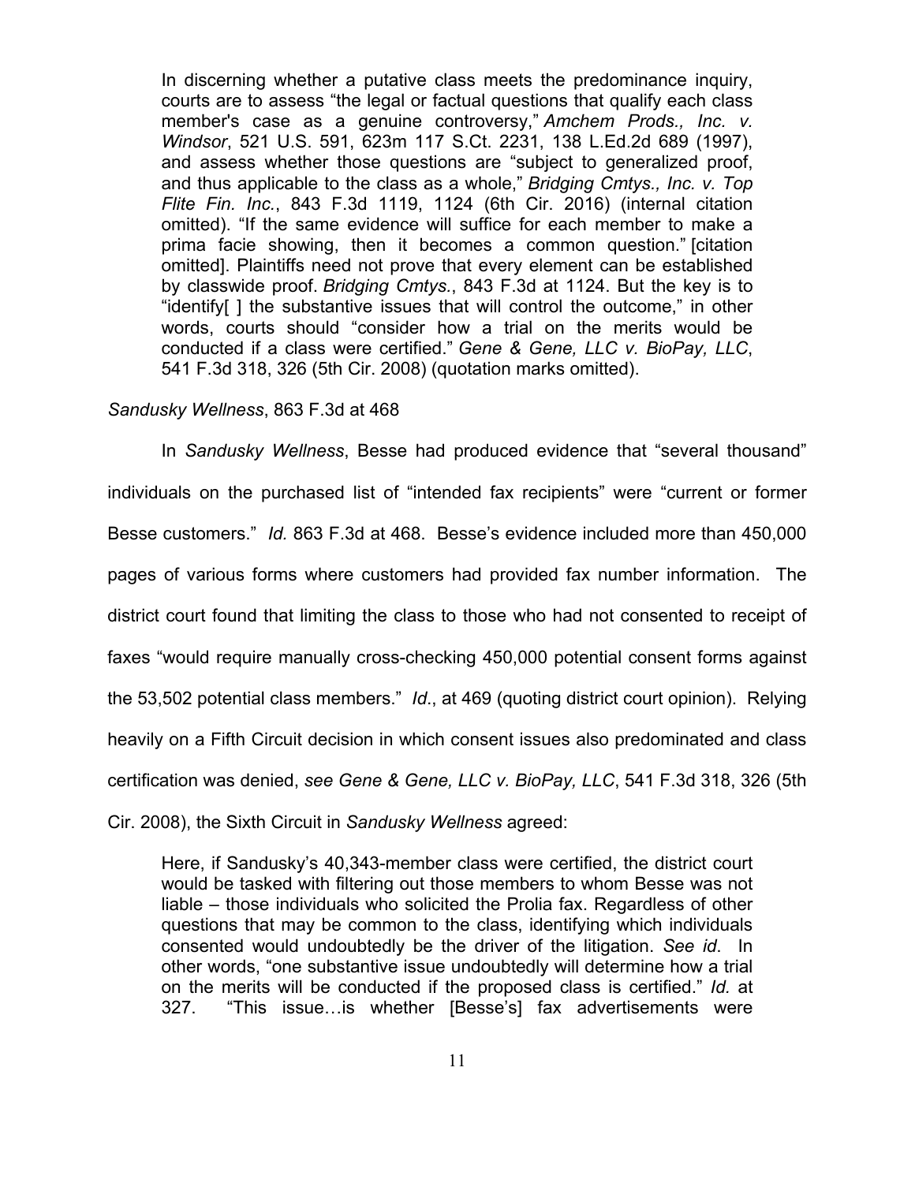> In discerning whether a putative class meets the predominance inquiry, courts are to assess "the legal or factual questions that qualify each class member's case as a genuine controversy," *Amchem Prods., Inc. v. Windsor*, 521 U.S. 591, 623m 117 S.Ct. 2231, 138 L.Ed.2d 689 (1997), and assess whether those questions are "subject to generalized proof, and thus applicable to the class as a whole," *Bridging Cmtys., Inc. v. Top Flite Fin. Inc.*, 843 F.3d 1119, 1124 (6th Cir. 2016) (internal citation omitted). "If the same evidence will suffice for each member to make a prima facie showing, then it becomes a common question." [citation omitted]. Plaintiffs need not prove that every element can be established by classwide proof. *Bridging Cmtys.*, 843 F.3d at 1124. But the key is to "identify[ ] the substantive issues that will control the outcome," in other words, courts should "consider how a trial on the merits would be conducted if a class were certified." *Gene & Gene, LLC v. BioPay, LLC*, 541 F.3d 318, 326 (5th Cir. 2008) (quotation marks omitted).

*Sandusky Wellness*, 863 F.3d at 468

In *Sandusky Wellness*, Besse had produced evidence that "several thousand" individuals on the purchased list of "intended fax recipients" were "current or former Besse customers." *Id.* 863 F.3d at 468. Besse's evidence included more than 450,000 pages of various forms where customers had provided fax number information. The district court found that limiting the class to those who had not consented to receipt of faxes "would require manually cross-checking 450,000 potential consent forms against the 53,502 potential class members." *Id.*, at 469 (quoting district court opinion). Relying heavily on a Fifth Circuit decision in which consent issues also predominated and class certification was denied, *see Gene & Gene, LLC v. BioPay, LLC*, 541 F.3d 318, 326 (5th Cir. 2008), the Sixth Circuit in *Sandusky Wellness* agreed:

> Here, if Sandusky's 40,343-member class were certified, the district court would be tasked with filtering out those members to whom Besse was not liable – those individuals who solicited the Prolia fax. Regardless of other questions that may be common to the class, identifying which individuals consented would undoubtedly be the driver of the litigation. *See id*. In other words, "one substantive issue undoubtedly will determine how a trial on the merits will be conducted if the proposed class is certified." *Id.* at 327. "This issue…is whether [Besse's] fax advertisements were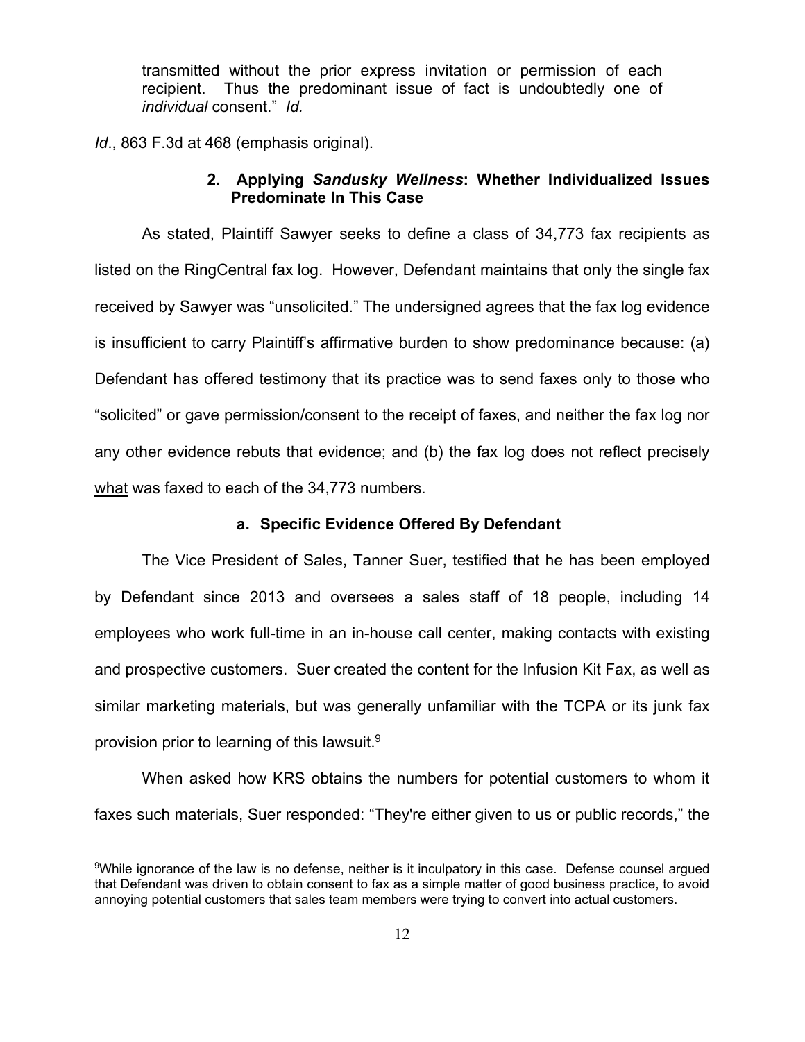> transmitted without the prior express invitation or permission of each recipient. Thus the predominant issue of fact is undoubtedly one of *individual* consent." *Id.*

*Id*., 863 F.3d at 468 (emphasis original).

### 2. Applying *Sandusky Wellness*: Whether Individualized Issues Predominate In This Case

As stated, Plaintiff Sawyer seeks to define a class of 34,773 fax recipients as listed on the RingCentral fax log. However, Defendant maintains that only the single fax received by Sawyer was "unsolicited." The undersigned agrees that the fax log evidence is insufficient to carry Plaintiff's affirmative burden to show predominance because: (a) Defendant has offered testimony that its practice was to send faxes only to those who "solicited" or gave permission/consent to the receipt of faxes, and neither the fax log nor any other evidence rebuts that evidence; and (b) the fax log does not reflect precisely <u>what</u> was faxed to each of the 34,773 numbers.

#### a. Specific Evidence Offered By Defendant

The Vice President of Sales, Tanner Suer, testified that he has been employed by Defendant since 2013 and oversees a sales staff of 18 people, including 14 employees who work full-time in an in-house call center, making contacts with existing and prospective customers. Suer created the content for the Infusion Kit Fax, as well as similar marketing materials, but was generally unfamiliar with the TCPA or its junk fax provision prior to learning of this lawsuit.[9]

When asked how KRS obtains the numbers for potential customers to whom it faxes such materials, Suer responded: "They're either given to us or public records," the

[9]While ignorance of the law is no defense, neither is it inculpatory in this case. Defense counsel argued that Defendant was driven to obtain consent to fax as a simple matter of good business practice, to avoid annoying potential customers that sales team members were trying to convert into actual customers.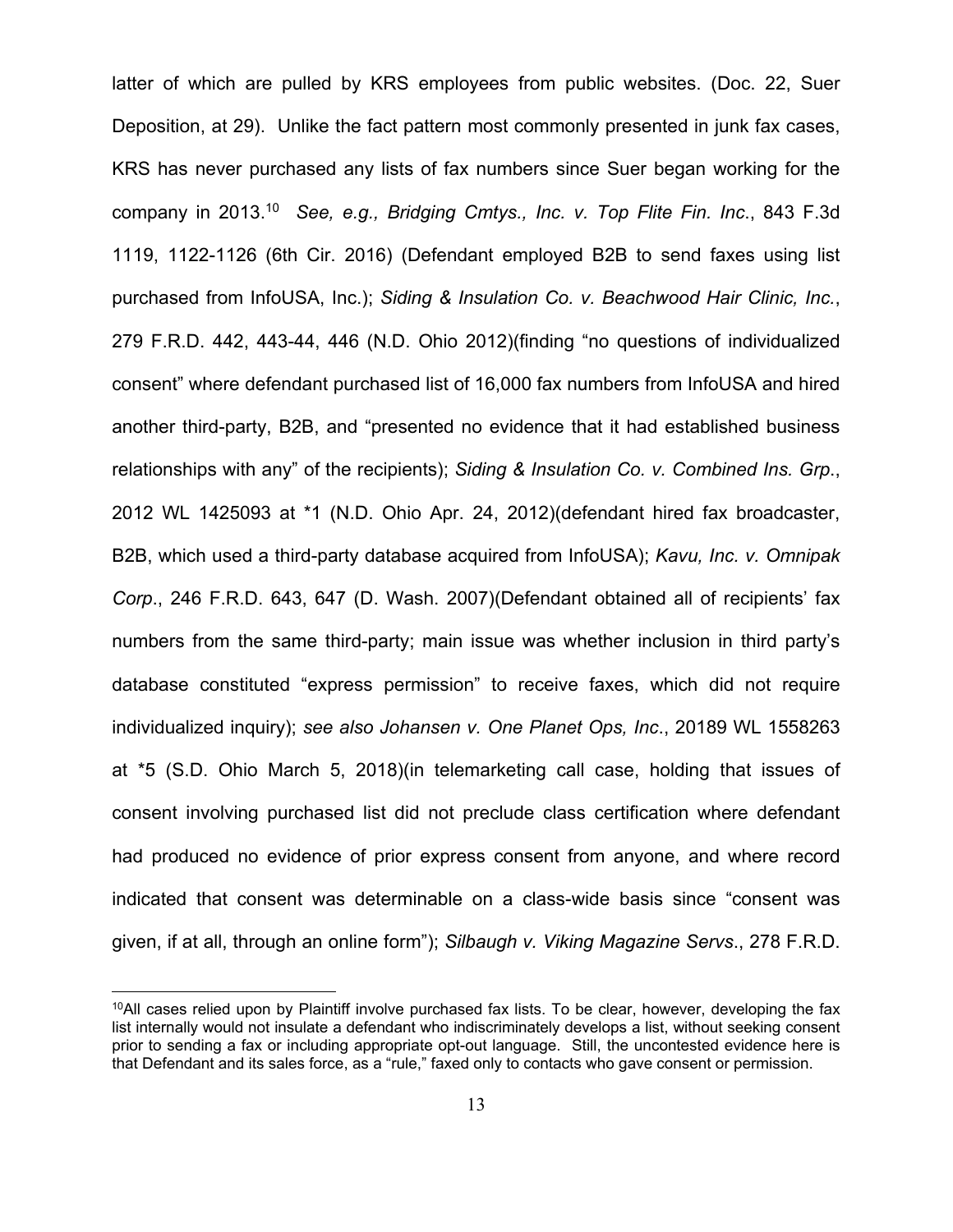latter of which are pulled by KRS employees from public websites. (Doc. 22, Suer Deposition, at 29). Unlike the fact pattern most commonly presented in junk fax cases, KRS has never purchased any lists of fax numbers since Suer began working for the company in 2013.[10] *See, e.g., Bridging Cmtys., Inc. v. Top Flite Fin. Inc*., 843 F.3d 1119, 1122-1126 (6th Cir. 2016) (Defendant employed B2B to send faxes using list purchased from InfoUSA, Inc.); *Siding & Insulation Co. v. Beachwood Hair Clinic, Inc.*, 279 F.R.D. 442, 443-44, 446 (N.D. Ohio 2012)(finding "no questions of individualized consent" where defendant purchased list of 16,000 fax numbers from InfoUSA and hired another third-party, B2B, and "presented no evidence that it had established business relationships with any" of the recipients); *Siding & Insulation Co. v. Combined Ins. Grp*., 2012 WL 1425093 at *1 (N.D. Ohio Apr. 24, 2012)(defendant hired fax broadcaster, B2B, which used a third-party database acquired from InfoUSA); *Kavu, Inc. v. Omnipak Corp*., 246 F.R.D. 643, 647 (D. Wash. 2007)(Defendant obtained all of recipients' fax numbers from the same third-party; main issue was whether inclusion in third party's database constituted "express permission" to receive faxes, which did not require individualized inquiry); *see also Johansen v. One Planet Ops, Inc*., 20189 WL 1558263 at *5 (S.D. Ohio March 5, 2018)(in telemarketing call case, holding that issues of consent involving purchased list did not preclude class certification where defendant had produced no evidence of prior express consent from anyone, and where record indicated that consent was determinable on a class-wide basis since "consent was given, if at all, through an online form"); *Silbaugh v. Viking Magazine Servs*., 278 F.R.D.

[10]All cases relied upon by Plaintiff involve purchased fax lists. To be clear, however, developing the fax list internally would not insulate a defendant who indiscriminately develops a list, without seeking consent prior to sending a fax or including appropriate opt-out language. Still, the uncontested evidence here is that Defendant and its sales force, as a "rule," faxed only to contacts who gave consent or permission.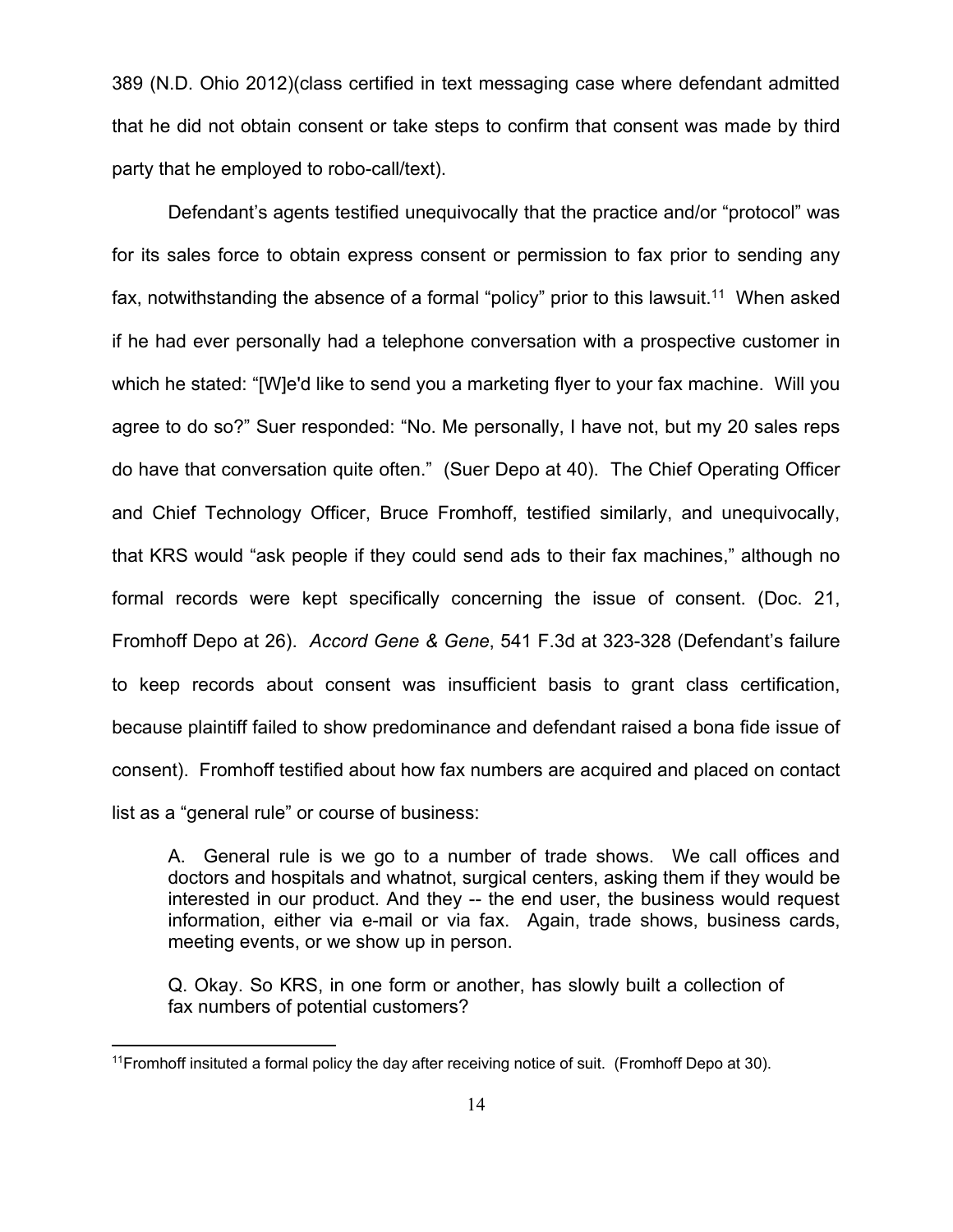389 (N.D. Ohio 2012)(class certified in text messaging case where defendant admitted that he did not obtain consent or take steps to confirm that consent was made by third party that he employed to robo-call/text).

Defendant's agents testified unequivocally that the practice and/or "protocol" was for its sales force to obtain express consent or permission to fax prior to sending any fax, notwithstanding the absence of a formal "policy" prior to this lawsuit.[11] When asked if he had ever personally had a telephone conversation with a prospective customer in which he stated: "[W]e'd like to send you a marketing flyer to your fax machine. Will you agree to do so?" Suer responded: "No. Me personally, I have not, but my 20 sales reps do have that conversation quite often." (Suer Depo at 40). The Chief Operating Officer and Chief Technology Officer, Bruce Fromhoff, testified similarly, and unequivocally, that KRS would "ask people if they could send ads to their fax machines," although no formal records were kept specifically concerning the issue of consent. (Doc. 21, Fromhoff Depo at 26). *Accord Gene & Gene*, 541 F.3d at 323-328 (Defendant's failure to keep records about consent was insufficient basis to grant class certification, because plaintiff failed to show predominance and defendant raised a bona fide issue of consent). Fromhoff testified about how fax numbers are acquired and placed on contact list as a "general rule" or course of business:

> A. General rule is we go to a number of trade shows. We call offices and doctors and hospitals and whatnot, surgical centers, asking them if they would be interested in our product. And they -- the end user, the business would request information, either via e-mail or via fax. Again, trade shows, business cards, meeting events, or we show up in person.
>
> Q. Okay. So KRS, in one form or another, has slowly built a collection of fax numbers of potential customers?

---

[11]Fromhoff insituted a formal policy the day after receiving notice of suit. (Fromhoff Depo at 30).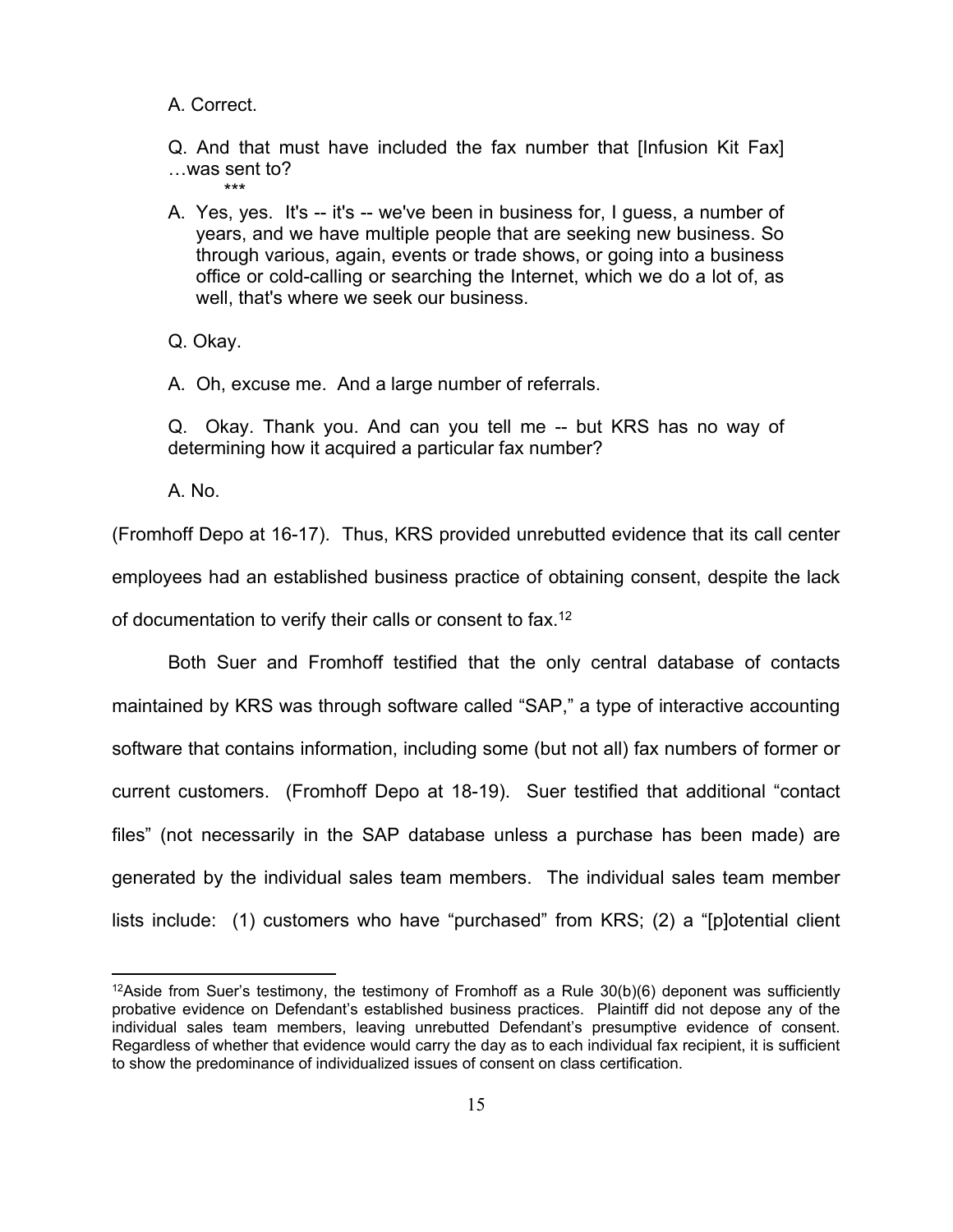A. Correct.

Q. And that must have included the fax number that [Infusion Kit Fax] …was sent to?

\*\*\*

A. Yes, yes. It's -- it's -- we've been in business for, I guess, a number of years, and we have multiple people that are seeking new business. So through various, again, events or trade shows, or going into a business office or cold-calling or searching the Internet, which we do a lot of, as well, that's where we seek our business.

Q. Okay.

A. Oh, excuse me. And a large number of referrals.

Q. Okay. Thank you. And can you tell me -- but KRS has no way of determining how it acquired a particular fax number?

A. No.

(Fromhoff Depo at 16-17). Thus, KRS provided unrebutted evidence that its call center employees had an established business practice of obtaining consent, despite the lack of documentation to verify their calls or consent to fax.[12]

Both Suer and Fromhoff testified that the only central database of contacts maintained by KRS was through software called "SAP," a type of interactive accounting software that contains information, including some (but not all) fax numbers of former or current customers. (Fromhoff Depo at 18-19). Suer testified that additional "contact files" (not necessarily in the SAP database unless a purchase has been made) are generated by the individual sales team members. The individual sales team member lists include: (1) customers who have "purchased" from KRS; (2) a "[p]otential client

---

[12]Aside from Suer's testimony, the testimony of Fromhoff as a Rule 30(b)(6) deponent was sufficiently probative evidence on Defendant's established business practices. Plaintiff did not depose any of the individual sales team members, leaving unrebutted Defendant's presumptive evidence of consent. Regardless of whether that evidence would carry the day as to each individual fax recipient, it is sufficient to show the predominance of individualized issues of consent on class certification.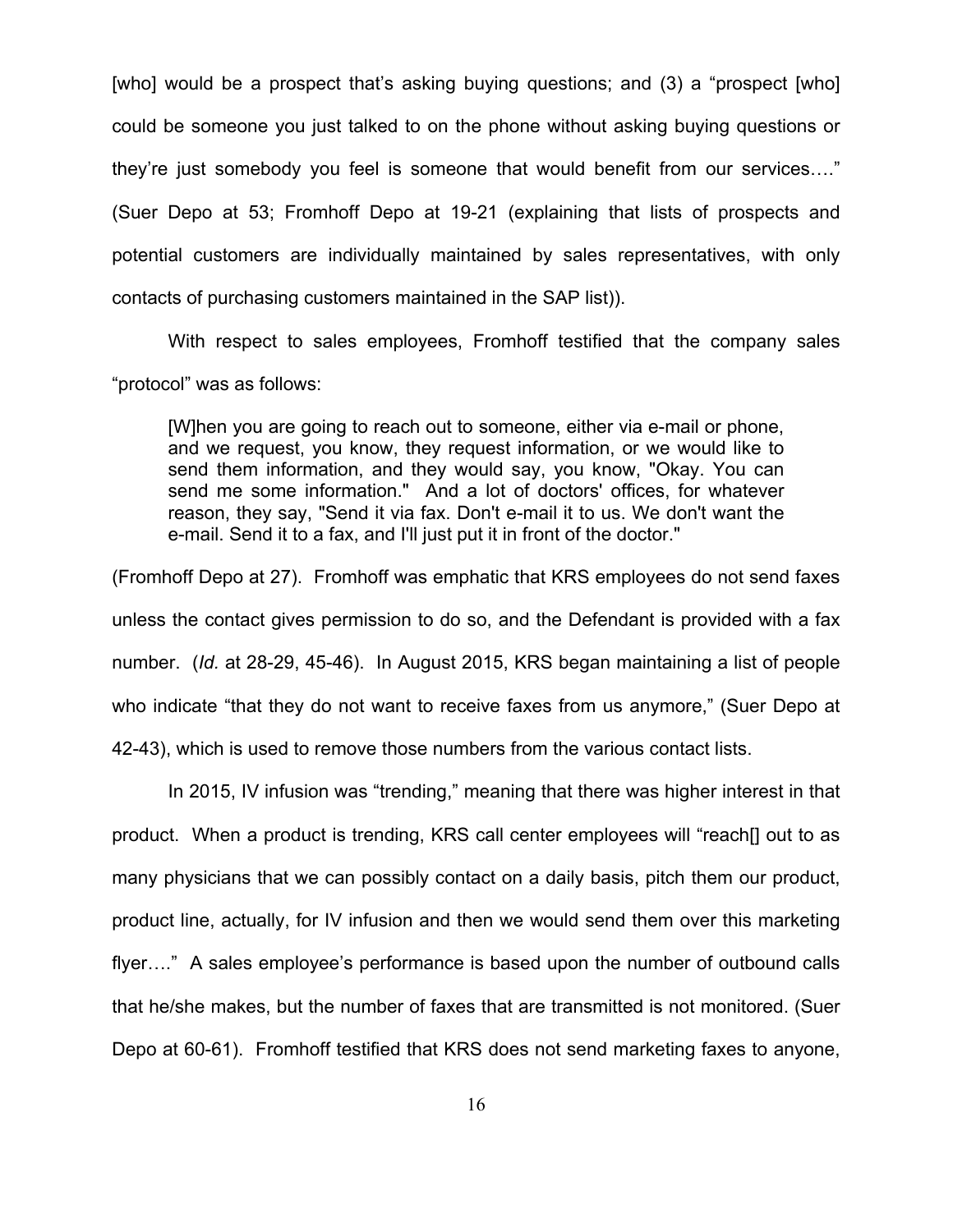[who] would be a prospect that's asking buying questions; and (3) a "prospect [who] could be someone you just talked to on the phone without asking buying questions or they're just somebody you feel is someone that would benefit from our services…." (Suer Depo at 53; Fromhoff Depo at 19-21 (explaining that lists of prospects and potential customers are individually maintained by sales representatives, with only contacts of purchasing customers maintained in the SAP list)).

With respect to sales employees, Fromhoff testified that the company sales "protocol" was as follows:

> [W]hen you are going to reach out to someone, either via e-mail or phone, and we request, you know, they request information, or we would like to send them information, and they would say, you know, "Okay. You can send me some information." And a lot of doctors' offices, for whatever reason, they say, "Send it via fax. Don't e-mail it to us. We don't want the e-mail. Send it to a fax, and I'll just put it in front of the doctor."

(Fromhoff Depo at 27). Fromhoff was emphatic that KRS employees do not send faxes unless the contact gives permission to do so, and the Defendant is provided with a fax number. (*Id.* at 28-29, 45-46). In August 2015, KRS began maintaining a list of people who indicate "that they do not want to receive faxes from us anymore," (Suer Depo at 42-43), which is used to remove those numbers from the various contact lists.

In 2015, IV infusion was "trending," meaning that there was higher interest in that product. When a product is trending, KRS call center employees will "reach[] out to as many physicians that we can possibly contact on a daily basis, pitch them our product, product line, actually, for IV infusion and then we would send them over this marketing flyer…." A sales employee's performance is based upon the number of outbound calls that he/she makes, but the number of faxes that are transmitted is not monitored. (Suer Depo at 60-61). Fromhoff testified that KRS does not send marketing faxes to anyone,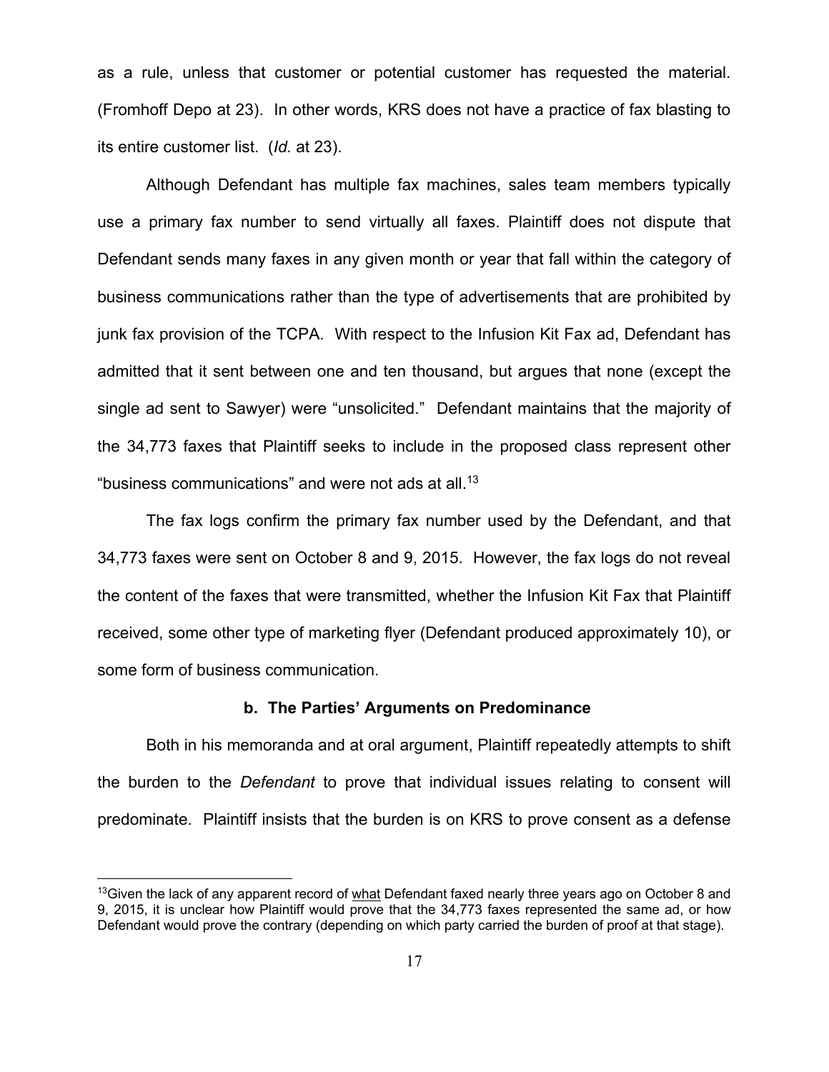as a rule, unless that customer or potential customer has requested the material. (Fromhoff Depo at 23). In other words, KRS does not have a practice of fax blasting to its entire customer list. (*Id.* at 23).

Although Defendant has multiple fax machines, sales team members typically use a primary fax number to send virtually all faxes. Plaintiff does not dispute that Defendant sends many faxes in any given month or year that fall within the category of business communications rather than the type of advertisements that are prohibited by junk fax provision of the TCPA. With respect to the Infusion Kit Fax ad, Defendant has admitted that it sent between one and ten thousand, but argues that none (except the single ad sent to Sawyer) were "unsolicited." Defendant maintains that the majority of the 34,773 faxes that Plaintiff seeks to include in the proposed class represent other "business communications" and were not ads at all.[13]

The fax logs confirm the primary fax number used by the Defendant, and that 34,773 faxes were sent on October 8 and 9, 2015. However, the fax logs do not reveal the content of the faxes that were transmitted, whether the Infusion Kit Fax that Plaintiff received, some other type of marketing flyer (Defendant produced approximately 10), or some form of business communication.

#### b. The Parties' Arguments on Predominance

Both in his memoranda and at oral argument, Plaintiff repeatedly attempts to shift the burden to the *Defendant* to prove that individual issues relating to consent will predominate. Plaintiff insists that the burden is on KRS to prove consent as a defense

---

[13] Given the lack of any apparent record of <u>what</u> Defendant faxed nearly three years ago on October 8 and 9, 2015, it is unclear how Plaintiff would prove that the 34,773 faxes represented the same ad, or how Defendant would prove the contrary (depending on which party carried the burden of proof at that stage).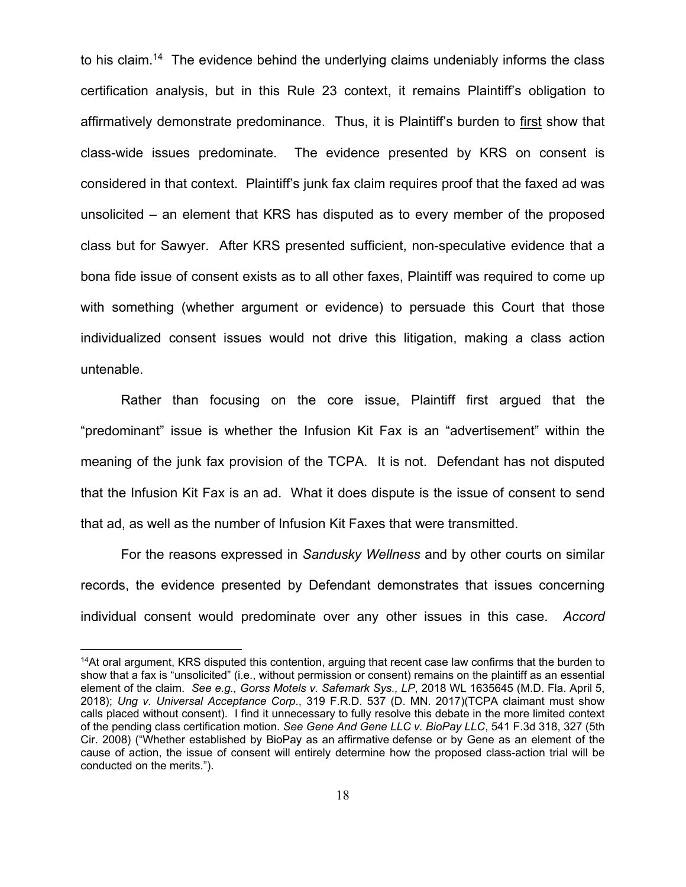to his claim.[14] The evidence behind the underlying claims undeniably informs the class certification analysis, but in this Rule 23 context, it remains Plaintiff's obligation to affirmatively demonstrate predominance. Thus, it is Plaintiff's burden to first show that class-wide issues predominate. The evidence presented by KRS on consent is considered in that context. Plaintiff's junk fax claim requires proof that the faxed ad was unsolicited – an element that KRS has disputed as to every member of the proposed class but for Sawyer. After KRS presented sufficient, non-speculative evidence that a bona fide issue of consent exists as to all other faxes, Plaintiff was required to come up with something (whether argument or evidence) to persuade this Court that those individualized consent issues would not drive this litigation, making a class action untenable.

Rather than focusing on the core issue, Plaintiff first argued that the "predominant" issue is whether the Infusion Kit Fax is an "advertisement" within the meaning of the junk fax provision of the TCPA. It is not. Defendant has not disputed that the Infusion Kit Fax is an ad. What it does dispute is the issue of consent to send that ad, as well as the number of Infusion Kit Faxes that were transmitted.

For the reasons expressed in *Sandusky Wellness* and by other courts on similar records, the evidence presented by Defendant demonstrates that issues concerning individual consent would predominate over any other issues in this case. *Accord*

---

[14] At oral argument, KRS disputed this contention, arguing that recent case law confirms that the burden to show that a fax is "unsolicited" (i.e., without permission or consent) remains on the plaintiff as an essential element of the claim. *See e.g., Gorss Motels v. Safemark Sys., LP*, 2018 WL 1635645 (M.D. Fla. April 5, 2018); *Ung v. Universal Acceptance Corp*., 319 F.R.D. 537 (D. MN. 2017)(TCPA claimant must show calls placed without consent). I find it unnecessary to fully resolve this debate in the more limited context of the pending class certification motion. *See Gene And Gene LLC v. BioPay LLC*, 541 F.3d 318, 327 (5th Cir. 2008) ("Whether established by BioPay as an affirmative defense or by Gene as an element of the cause of action, the issue of consent will entirely determine how the proposed class-action trial will be conducted on the merits.").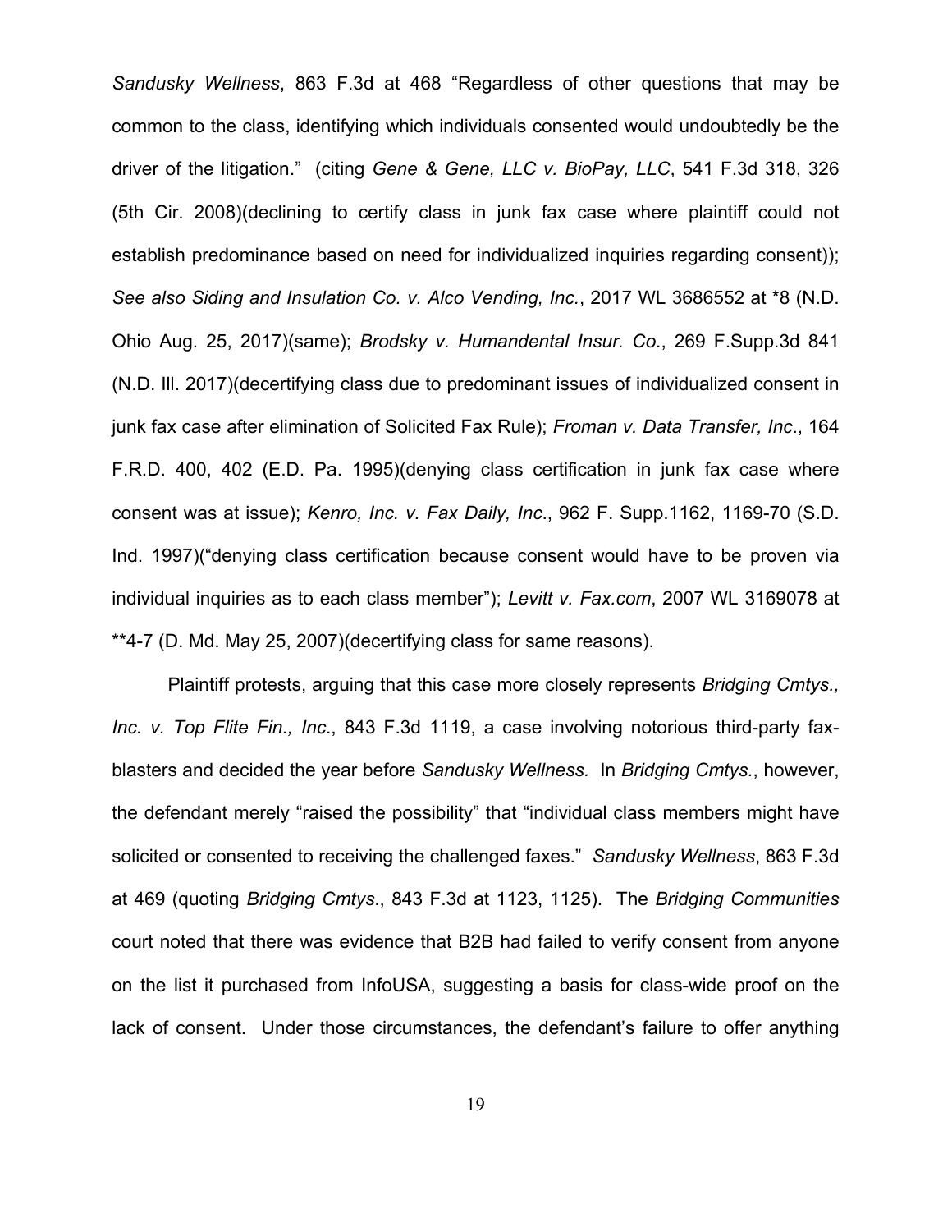*Sandusky Wellness*, 863 F.3d at 468 "Regardless of other questions that may be common to the class, identifying which individuals consented would undoubtedly be the driver of the litigation." (citing *Gene & Gene, LLC v. BioPay, LLC*, 541 F.3d 318, 326 (5th Cir. 2008)(declining to certify class in junk fax case where plaintiff could not establish predominance based on need for individualized inquiries regarding consent)); *See also Siding and Insulation Co. v. Alco Vending, Inc.*, 2017 WL 3686552 at *8 (N.D. Ohio Aug. 25, 2017)(same); *Brodsky v. Humandental Insur. Co*., 269 F.Supp.3d 841 (N.D. Ill. 2017)(decertifying class due to predominant issues of individualized consent in junk fax case after elimination of Solicited Fax Rule); *Froman v. Data Transfer, Inc*., 164 F.R.D. 400, 402 (E.D. Pa. 1995)(denying class certification in junk fax case where consent was at issue); *Kenro, Inc. v. Fax Daily, Inc*., 962 F. Supp.1162, 1169-70 (S.D. Ind. 1997)("denying class certification because consent would have to be proven via individual inquiries as to each class member"); *Levitt v. Fax.com*, 2007 WL 3169078 at **4-7 (D. Md. May 25, 2007)(decertifying class for same reasons).

Plaintiff protests, arguing that this case more closely represents *Bridging Cmtys., Inc. v. Top Flite Fin., Inc*., 843 F.3d 1119, a case involving notorious third-party fax-blasters and decided the year before *Sandusky Wellness.* In *Bridging Cmtys.*, however, the defendant merely "raised the possibility" that "individual class members might have solicited or consented to receiving the challenged faxes." *Sandusky Wellness*, 863 F.3d at 469 (quoting *Bridging Cmtys*., 843 F.3d at 1123, 1125). The *Bridging Communities* court noted that there was evidence that B2B had failed to verify consent from anyone on the list it purchased from InfoUSA, suggesting a basis for class-wide proof on the lack of consent. Under those circumstances, the defendant's failure to offer anything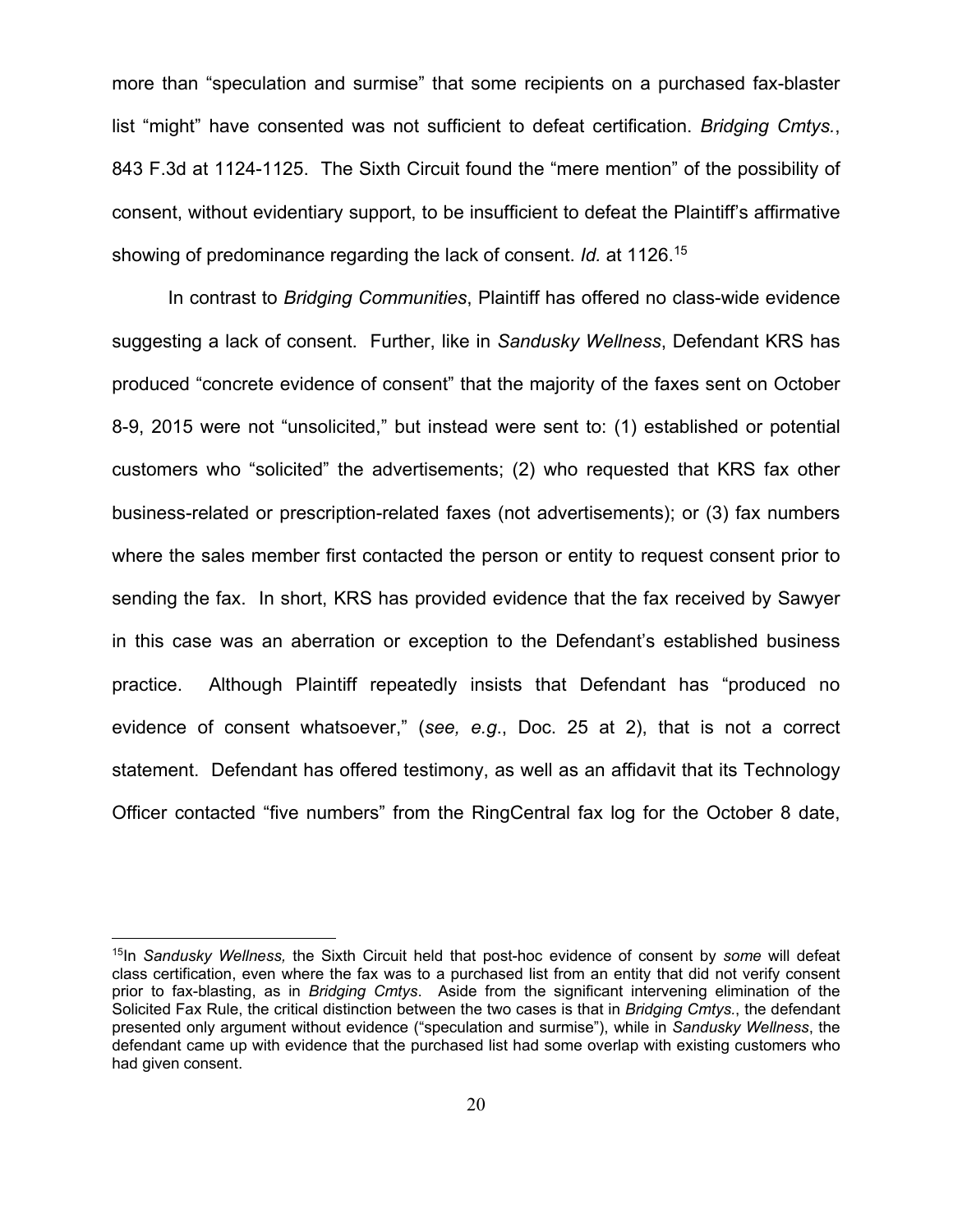more than "speculation and surmise" that some recipients on a purchased fax-blaster list "might" have consented was not sufficient to defeat certification. *Bridging Cmtys.*, 843 F.3d at 1124-1125. The Sixth Circuit found the "mere mention" of the possibility of consent, without evidentiary support, to be insufficient to defeat the Plaintiff's affirmative showing of predominance regarding the lack of consent. *Id.* at 1126.[15]

In contrast to *Bridging Communities*, Plaintiff has offered no class-wide evidence suggesting a lack of consent. Further, like in *Sandusky Wellness*, Defendant KRS has produced "concrete evidence of consent" that the majority of the faxes sent on October 8-9, 2015 were not "unsolicited," but instead were sent to: (1) established or potential customers who "solicited" the advertisements; (2) who requested that KRS fax other business-related or prescription-related faxes (not advertisements); or (3) fax numbers where the sales member first contacted the person or entity to request consent prior to sending the fax. In short, KRS has provided evidence that the fax received by Sawyer in this case was an aberration or exception to the Defendant's established business practice. Although Plaintiff repeatedly insists that Defendant has "produced no evidence of consent whatsoever," (*see, e.g.*, Doc. 25 at 2), that is not a correct statement. Defendant has offered testimony, as well as an affidavit that its Technology Officer contacted "five numbers" from the RingCentral fax log for the October 8 date,

---

[15]In *Sandusky Wellness,* the Sixth Circuit held that post-hoc evidence of consent by *some* will defeat class certification, even where the fax was to a purchased list from an entity that did not verify consent prior to fax-blasting, as in *Bridging Cmtys*. Aside from the significant intervening elimination of the Solicited Fax Rule, the critical distinction between the two cases is that in *Bridging Cmtys.*, the defendant presented only argument without evidence ("speculation and surmise"), while in *Sandusky Wellness*, the defendant came up with evidence that the purchased list had some overlap with existing customers who had given consent.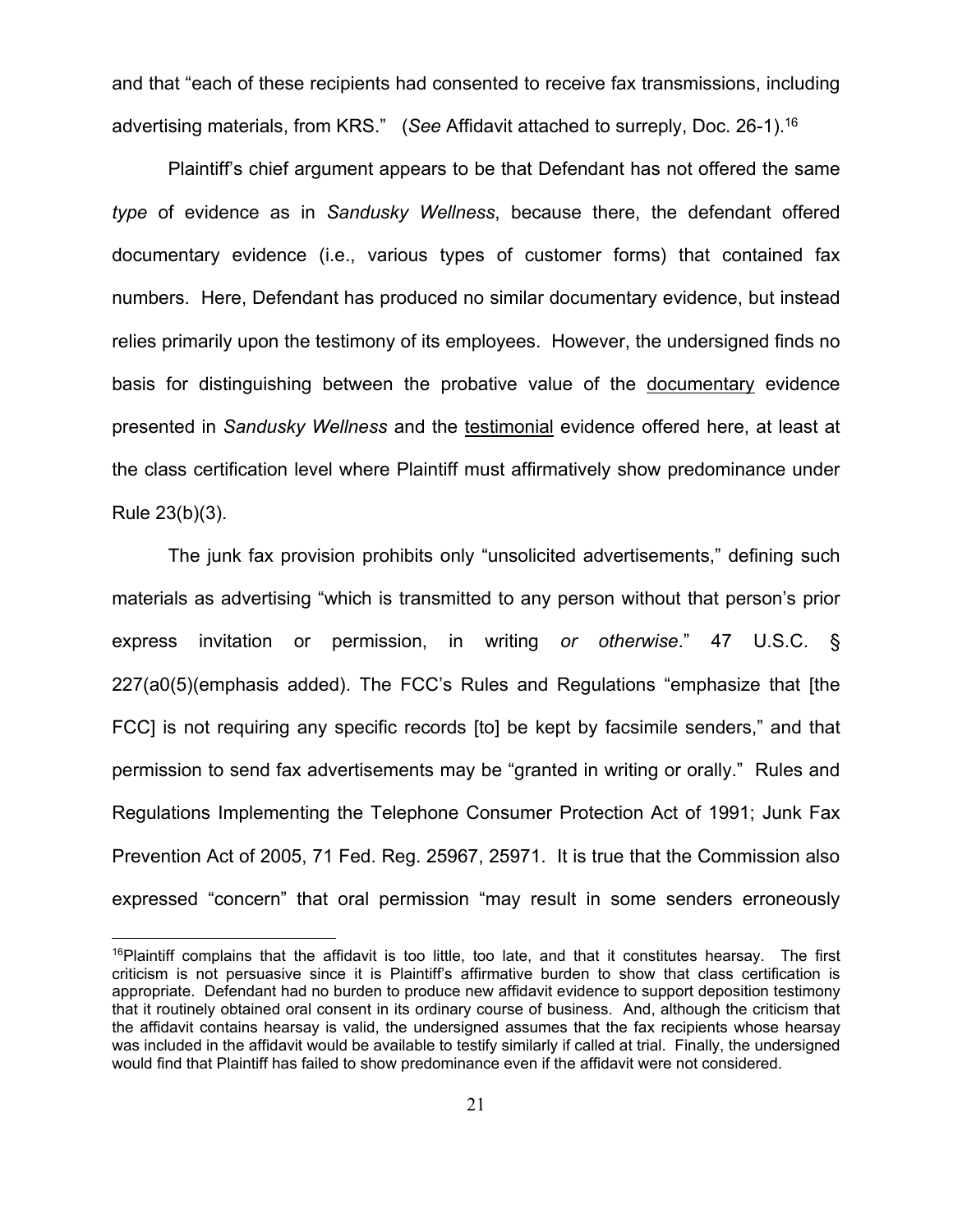and that "each of these recipients had consented to receive fax transmissions, including advertising materials, from KRS." (*See* Affidavit attached to surreply, Doc. 26-1).[16]

Plaintiff's chief argument appears to be that Defendant has not offered the same *type* of evidence as in *Sandusky Wellness*, because there, the defendant offered documentary evidence (i.e., various types of customer forms) that contained fax numbers. Here, Defendant has produced no similar documentary evidence, but instead relies primarily upon the testimony of its employees. However, the undersigned finds no basis for distinguishing between the probative value of the <u>documentary</u> evidence presented in *Sandusky Wellness* and the <u>testimonial</u> evidence offered here, at least at the class certification level where Plaintiff must affirmatively show predominance under Rule 23(b)(3).

The junk fax provision prohibits only "unsolicited advertisements," defining such materials as advertising "which is transmitted to any person without that person's prior express invitation or permission, in writing *or otherwise*." 47 U.S.C. § 227(a0(5)(emphasis added). The FCC's Rules and Regulations "emphasize that [the FCC] is not requiring any specific records [to] be kept by facsimile senders," and that permission to send fax advertisements may be "granted in writing or orally." Rules and Regulations Implementing the Telephone Consumer Protection Act of 1991; Junk Fax Prevention Act of 2005, 71 Fed. Reg. 25967, 25971. It is true that the Commission also expressed "concern" that oral permission "may result in some senders erroneously

---

[16]Plaintiff complains that the affidavit is too little, too late, and that it constitutes hearsay. The first criticism is not persuasive since it is Plaintiff's affirmative burden to show that class certification is appropriate. Defendant had no burden to produce new affidavit evidence to support deposition testimony that it routinely obtained oral consent in its ordinary course of business. And, although the criticism that the affidavit contains hearsay is valid, the undersigned assumes that the fax recipients whose hearsay was included in the affidavit would be available to testify similarly if called at trial. Finally, the undersigned would find that Plaintiff has failed to show predominance even if the affidavit were not considered.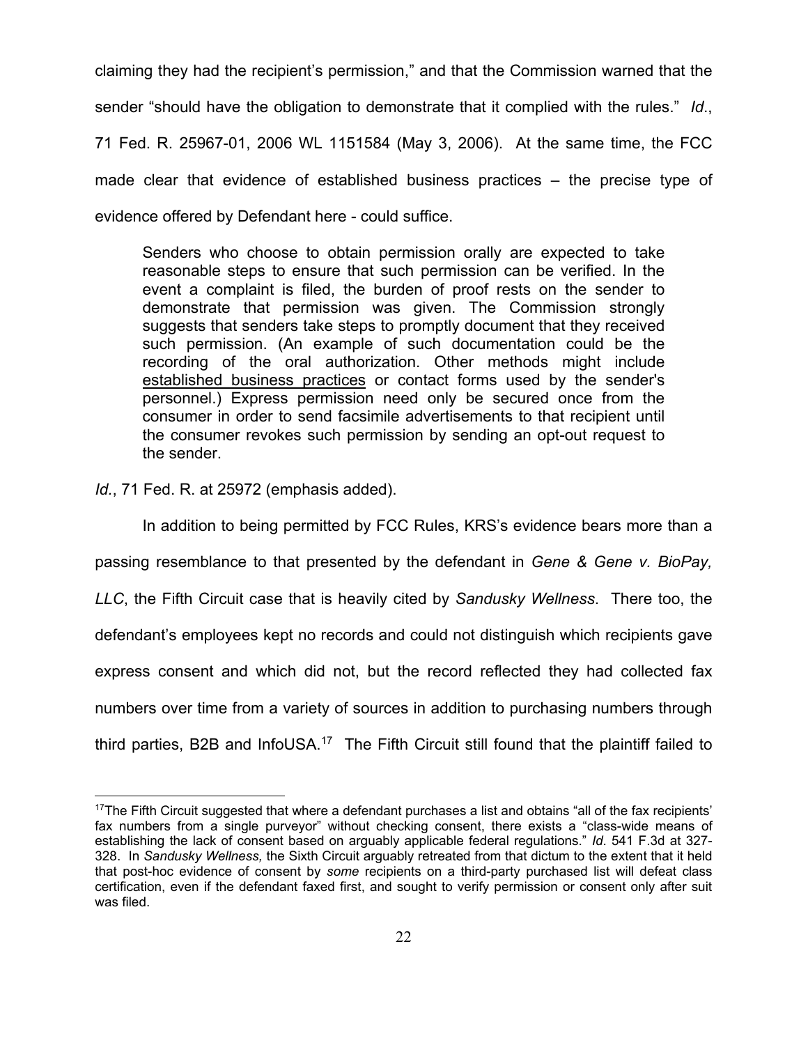claiming they had the recipient's permission," and that the Commission warned that the sender "should have the obligation to demonstrate that it complied with the rules." *Id*., 71 Fed. R. 25967-01, 2006 WL 1151584 (May 3, 2006). At the same time, the FCC made clear that evidence of established business practices – the precise type of evidence offered by Defendant here - could suffice.

> Senders who choose to obtain permission orally are expected to take reasonable steps to ensure that such permission can be verified. In the event a complaint is filed, the burden of proof rests on the sender to demonstrate that permission was given. The Commission strongly suggests that senders take steps to promptly document that they received such permission. (An example of such documentation could be the recording of the oral authorization. Other methods might include <u>established business practices</u> or contact forms used by the sender's personnel.) Express permission need only be secured once from the consumer in order to send facsimile advertisements to that recipient until the consumer revokes such permission by sending an opt-out request to the sender.

*Id*., 71 Fed. R. at 25972 (emphasis added).

In addition to being permitted by FCC Rules, KRS's evidence bears more than a passing resemblance to that presented by the defendant in *Gene & Gene v. BioPay, LLC*, the Fifth Circuit case that is heavily cited by *Sandusky Wellness*. There too, the defendant's employees kept no records and could not distinguish which recipients gave express consent and which did not, but the record reflected they had collected fax numbers over time from a variety of sources in addition to purchasing numbers through third parties, B2B and InfoUSA.[17] The Fifth Circuit still found that the plaintiff failed to

[17] The Fifth Circuit suggested that where a defendant purchases a list and obtains "all of the fax recipients' fax numbers from a single purveyor" without checking consent, there exists a "class-wide means of establishing the lack of consent based on arguably applicable federal regulations." *Id*. 541 F.3d at 327-328. In *Sandusky Wellness,* the Sixth Circuit arguably retreated from that dictum to the extent that it held that post-hoc evidence of consent by *some* recipients on a third-party purchased list will defeat class certification, even if the defendant faxed first, and sought to verify permission or consent only after suit was filed.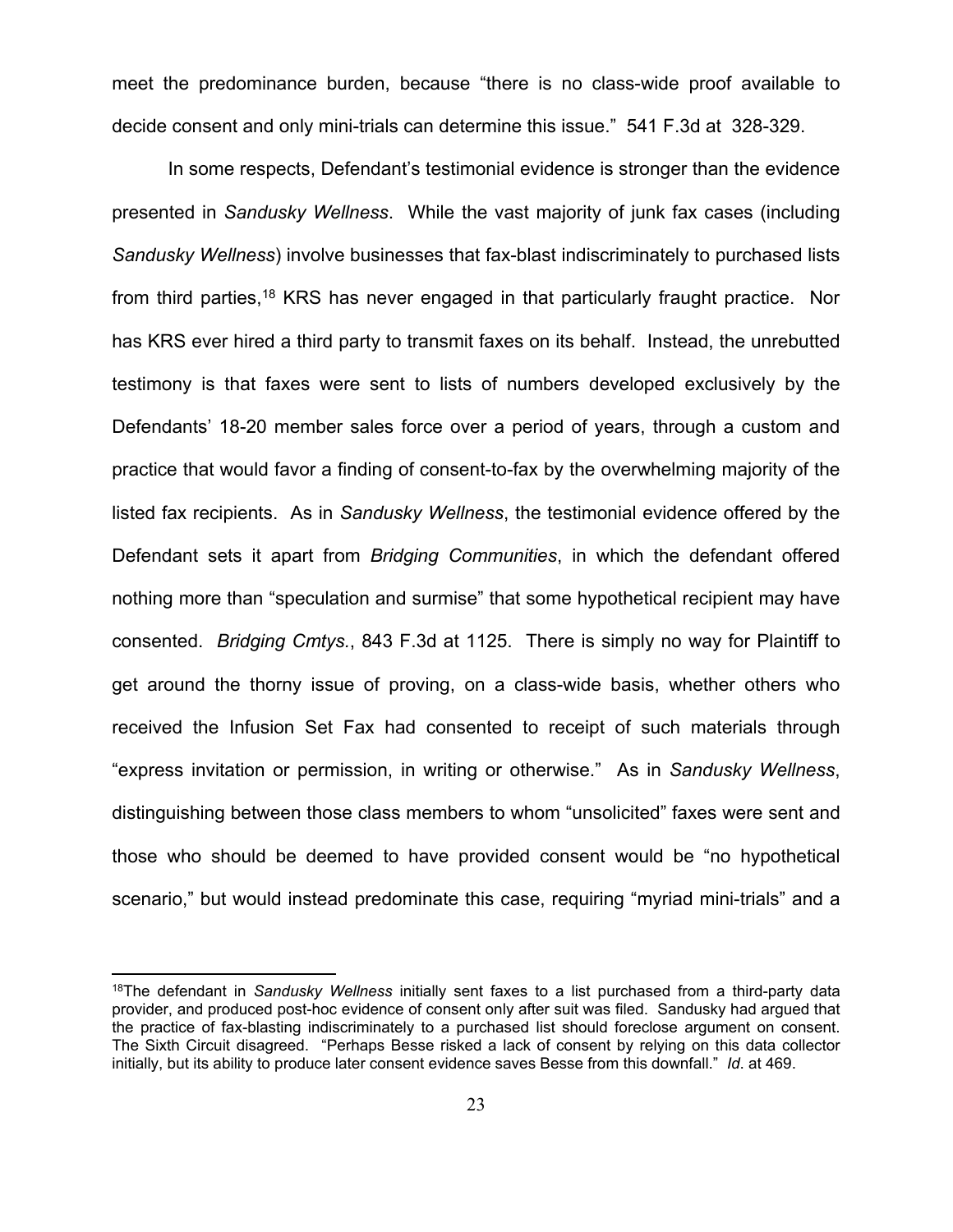meet the predominance burden, because "there is no class-wide proof available to decide consent and only mini-trials can determine this issue." 541 F.3d at 328-329.

In some respects, Defendant's testimonial evidence is stronger than the evidence presented in *Sandusky Wellness*. While the vast majority of junk fax cases (including *Sandusky Wellness*) involve businesses that fax-blast indiscriminately to purchased lists from third parties,[18] KRS has never engaged in that particularly fraught practice. Nor has KRS ever hired a third party to transmit faxes on its behalf. Instead, the unrebutted testimony is that faxes were sent to lists of numbers developed exclusively by the Defendants' 18-20 member sales force over a period of years, through a custom and practice that would favor a finding of consent-to-fax by the overwhelming majority of the listed fax recipients. As in *Sandusky Wellness*, the testimonial evidence offered by the Defendant sets it apart from *Bridging Communities*, in which the defendant offered nothing more than "speculation and surmise" that some hypothetical recipient may have consented. *Bridging Cmtys.*, 843 F.3d at 1125. There is simply no way for Plaintiff to get around the thorny issue of proving, on a class-wide basis, whether others who received the Infusion Set Fax had consented to receipt of such materials through "express invitation or permission, in writing or otherwise." As in *Sandusky Wellness*, distinguishing between those class members to whom "unsolicited" faxes were sent and those who should be deemed to have provided consent would be "no hypothetical scenario," but would instead predominate this case, requiring "myriad mini-trials" and a

[18]The defendant in *Sandusky Wellness* initially sent faxes to a list purchased from a third-party data provider, and produced post-hoc evidence of consent only after suit was filed. Sandusky had argued that the practice of fax-blasting indiscriminately to a purchased list should foreclose argument on consent. The Sixth Circuit disagreed. "Perhaps Besse risked a lack of consent by relying on this data collector initially, but its ability to produce later consent evidence saves Besse from this downfall." *Id*. at 469.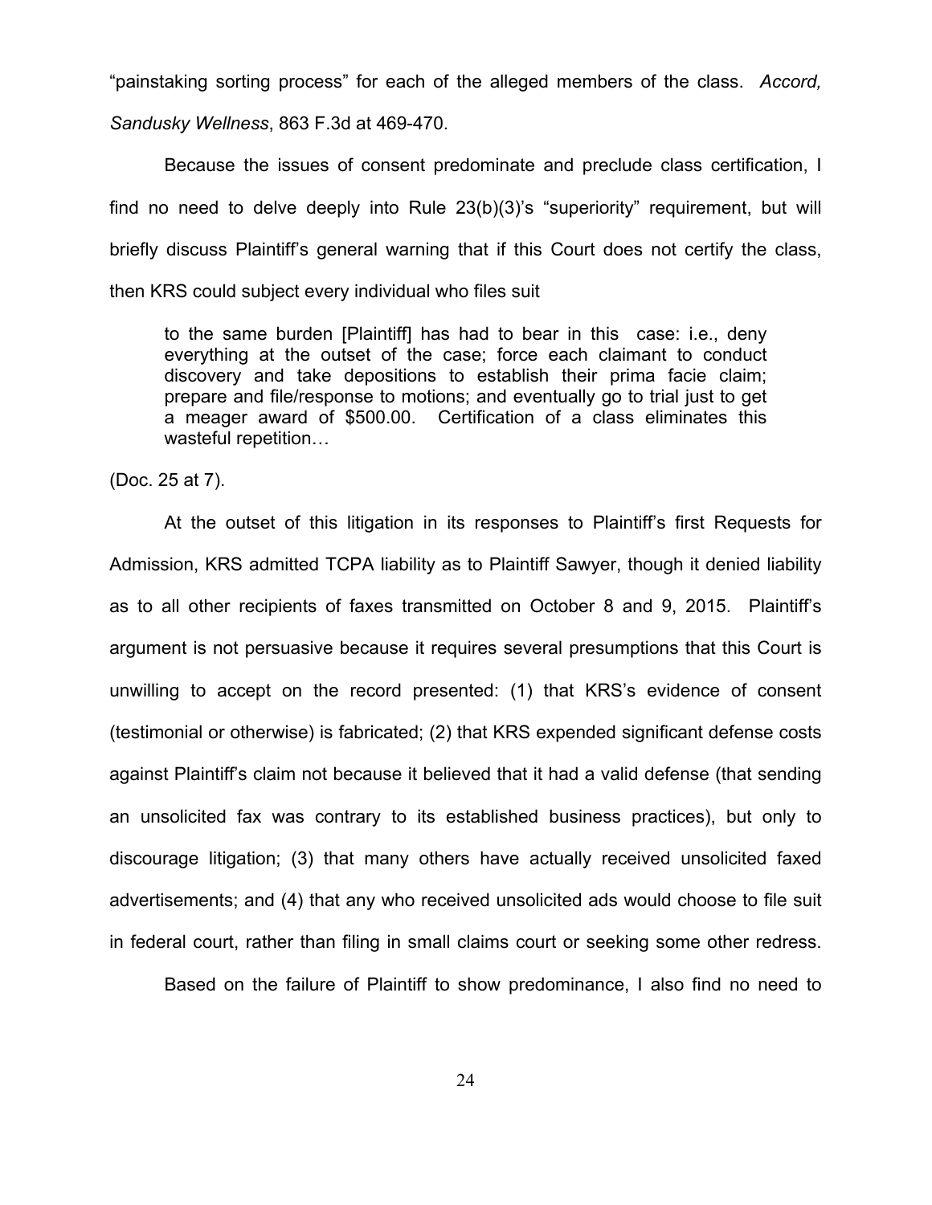"painstaking sorting process" for each of the alleged members of the class. *Accord, Sandusky Wellness*, 863 F.3d at 469-470.

Because the issues of consent predominate and preclude class certification, I find no need to delve deeply into Rule 23(b)(3)'s "superiority" requirement, but will briefly discuss Plaintiff's general warning that if this Court does not certify the class, then KRS could subject every individual who files suit

> to the same burden [Plaintiff] has had to bear in this case: i.e., deny everything at the outset of the case; force each claimant to conduct discovery and take depositions to establish their prima facie claim; prepare and file/response to motions; and eventually go to trial just to get a meager award of $500.00. Certification of a class eliminates this wasteful repetition…

(Doc. 25 at 7).

At the outset of this litigation in its responses to Plaintiff's first Requests for Admission, KRS admitted TCPA liability as to Plaintiff Sawyer, though it denied liability as to all other recipients of faxes transmitted on October 8 and 9, 2015. Plaintiff's argument is not persuasive because it requires several presumptions that this Court is unwilling to accept on the record presented: (1) that KRS's evidence of consent (testimonial or otherwise) is fabricated; (2) that KRS expended significant defense costs against Plaintiff's claim not because it believed that it had a valid defense (that sending an unsolicited fax was contrary to its established business practices), but only to discourage litigation; (3) that many others have actually received unsolicited faxed advertisements; and (4) that any who received unsolicited ads would choose to file suit in federal court, rather than filing in small claims court or seeking some other redress.

Based on the failure of Plaintiff to show predominance, I also find no need to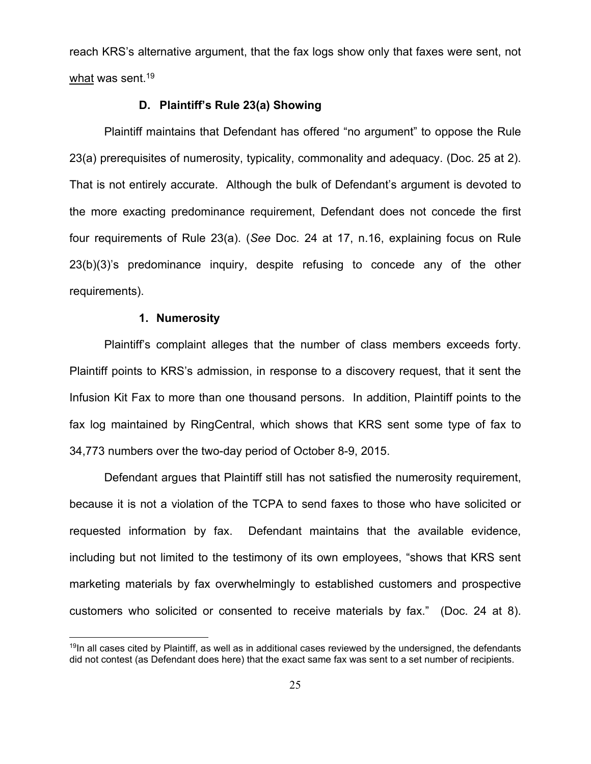reach KRS's alternative argument, that the fax logs show only that faxes were sent, not <u>what</u> was sent.[19]

### D. Plaintiff's Rule 23(a) Showing

Plaintiff maintains that Defendant has offered "no argument" to oppose the Rule 23(a) prerequisites of numerosity, typicality, commonality and adequacy. (Doc. 25 at 2). That is not entirely accurate. Although the bulk of Defendant's argument is devoted to the more exacting predominance requirement, Defendant does not concede the first four requirements of Rule 23(a). (*See* Doc. 24 at 17, n.16, explaining focus on Rule 23(b)(3)'s predominance inquiry, despite refusing to concede any of the other requirements).

#### 1. Numerosity

Plaintiff's complaint alleges that the number of class members exceeds forty. Plaintiff points to KRS's admission, in response to a discovery request, that it sent the Infusion Kit Fax to more than one thousand persons. In addition, Plaintiff points to the fax log maintained by RingCentral, which shows that KRS sent some type of fax to 34,773 numbers over the two-day period of October 8-9, 2015.

Defendant argues that Plaintiff still has not satisfied the numerosity requirement, because it is not a violation of the TCPA to send faxes to those who have solicited or requested information by fax. Defendant maintains that the available evidence, including but not limited to the testimony of its own employees, "shows that KRS sent marketing materials by fax overwhelmingly to established customers and prospective customers who solicited or consented to receive materials by fax." (Doc. 24 at 8).

[19] In all cases cited by Plaintiff, as well as in additional cases reviewed by the undersigned, the defendants did not contest (as Defendant does here) that the exact same fax was sent to a set number of recipients.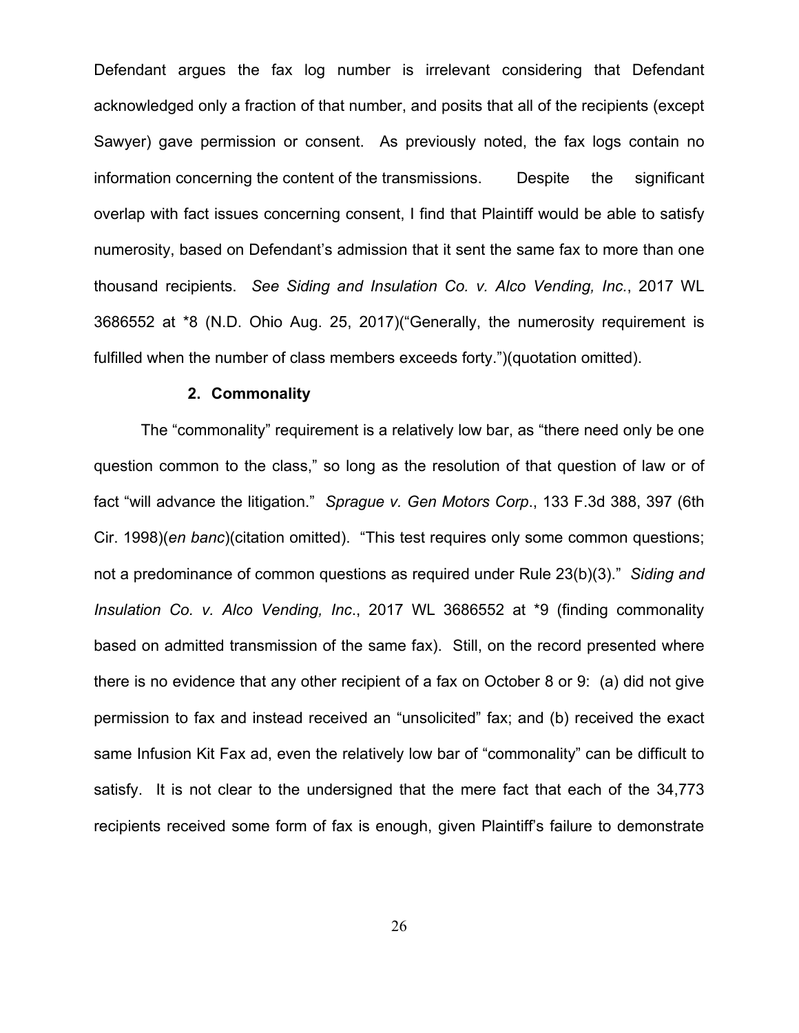Defendant argues the fax log number is irrelevant considering that Defendant acknowledged only a fraction of that number, and posits that all of the recipients (except Sawyer) gave permission or consent. As previously noted, the fax logs contain no information concerning the content of the transmissions. Despite the significant overlap with fact issues concerning consent, I find that Plaintiff would be able to satisfy numerosity, based on Defendant's admission that it sent the same fax to more than one thousand recipients. *See Siding and Insulation Co. v. Alco Vending, Inc.*, 2017 WL 3686552 at *8 (N.D. Ohio Aug. 25, 2017)("Generally, the numerosity requirement is fulfilled when the number of class members exceeds forty.")(quotation omitted).

### 2. Commonality

The "commonality" requirement is a relatively low bar, as "there need only be one question common to the class," so long as the resolution of that question of law or of fact "will advance the litigation." *Sprague v. Gen Motors Corp*., 133 F.3d 388, 397 (6th Cir. 1998)(*en banc*)(citation omitted). "This test requires only some common questions; not a predominance of common questions as required under Rule 23(b)(3)." *Siding and Insulation Co. v. Alco Vending, Inc*., 2017 WL 3686552 at *9 (finding commonality based on admitted transmission of the same fax). Still, on the record presented where there is no evidence that any other recipient of a fax on October 8 or 9: (a) did not give permission to fax and instead received an "unsolicited" fax; and (b) received the exact same Infusion Kit Fax ad, even the relatively low bar of "commonality" can be difficult to satisfy. It is not clear to the undersigned that the mere fact that each of the 34,773 recipients received some form of fax is enough, given Plaintiff's failure to demonstrate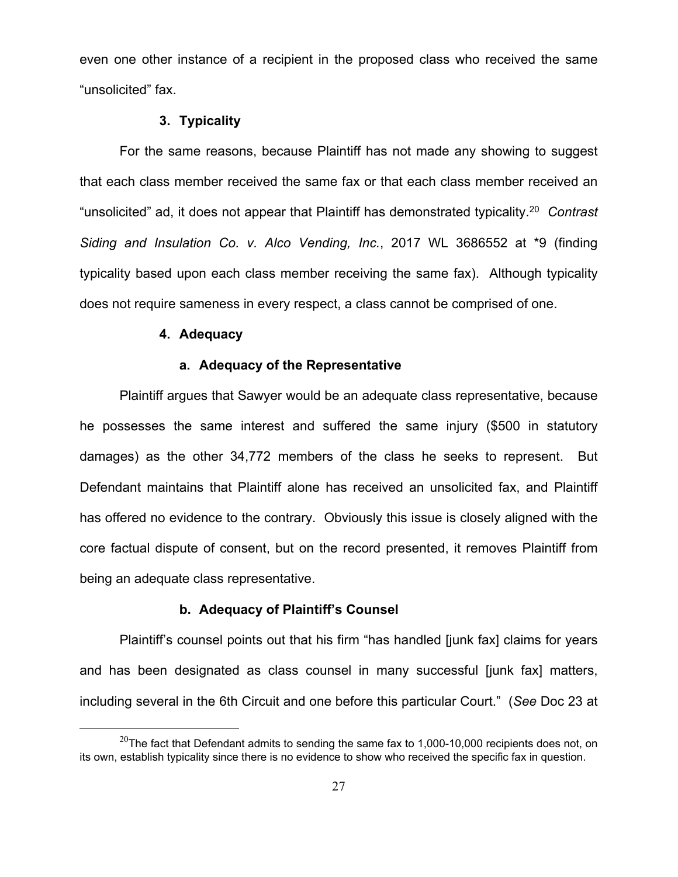even one other instance of a recipient in the proposed class who received the same "unsolicited" fax.

### 3. Typicality

For the same reasons, because Plaintiff has not made any showing to suggest that each class member received the same fax or that each class member received an "unsolicited" ad, it does not appear that Plaintiff has demonstrated typicality.[20] *Contrast Siding and Insulation Co. v. Alco Vending, Inc.*, 2017 WL 3686552 at *9 (finding typicality based upon each class member receiving the same fax). Although typicality does not require sameness in every respect, a class cannot be comprised of one.

### 4. Adequacy

#### a. Adequacy of the Representative

Plaintiff argues that Sawyer would be an adequate class representative, because he possesses the same interest and suffered the same injury ($500 in statutory damages) as the other 34,772 members of the class he seeks to represent. But Defendant maintains that Plaintiff alone has received an unsolicited fax, and Plaintiff has offered no evidence to the contrary. Obviously this issue is closely aligned with the core factual dispute of consent, but on the record presented, it removes Plaintiff from being an adequate class representative.

#### b. Adequacy of Plaintiff's Counsel

Plaintiff's counsel points out that his firm "has handled [junk fax] claims for years and has been designated as class counsel in many successful [junk fax] matters, including several in the 6th Circuit and one before this particular Court." (*See* Doc 23 at

---

[20] The fact that Defendant admits to sending the same fax to 1,000-10,000 recipients does not, on its own, establish typicality since there is no evidence to show who received the specific fax in question.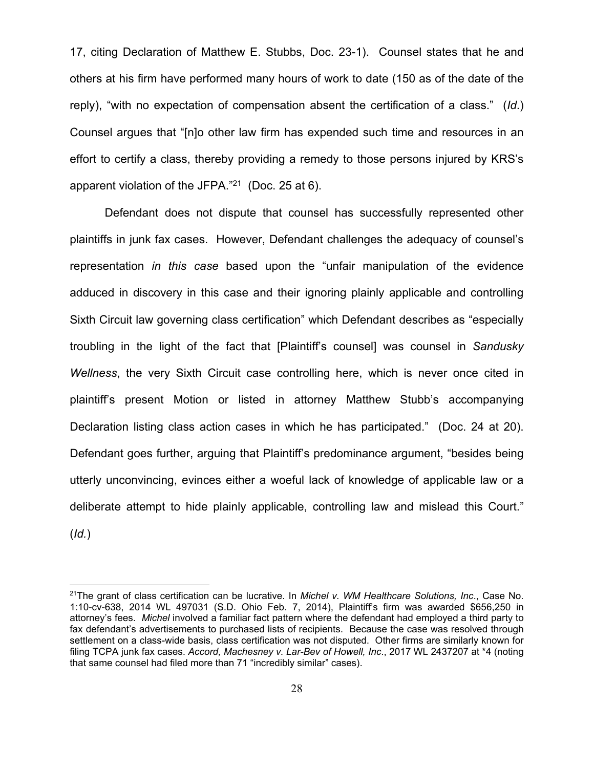17, citing Declaration of Matthew E. Stubbs, Doc. 23-1). Counsel states that he and others at his firm have performed many hours of work to date (150 as of the date of the reply), "with no expectation of compensation absent the certification of a class." (*Id.*) Counsel argues that "[n]o other law firm has expended such time and resources in an effort to certify a class, thereby providing a remedy to those persons injured by KRS's apparent violation of the JFPA."[21] (Doc. 25 at 6).

Defendant does not dispute that counsel has successfully represented other plaintiffs in junk fax cases. However, Defendant challenges the adequacy of counsel's representation *in this case* based upon the "unfair manipulation of the evidence adduced in discovery in this case and their ignoring plainly applicable and controlling Sixth Circuit law governing class certification" which Defendant describes as "especially troubling in the light of the fact that [Plaintiff's counsel] was counsel in *Sandusky Wellness*, the very Sixth Circuit case controlling here, which is never once cited in plaintiff's present Motion or listed in attorney Matthew Stubb's accompanying Declaration listing class action cases in which he has participated." (Doc. 24 at 20). Defendant goes further, arguing that Plaintiff's predominance argument, "besides being utterly unconvincing, evinces either a woeful lack of knowledge of applicable law or a deliberate attempt to hide plainly applicable, controlling law and mislead this Court." (*Id.*)

---

[21] The grant of class certification can be lucrative. In *Michel v. WM Healthcare Solutions, Inc*., Case No. 1:10-cv-638, 2014 WL 497031 (S.D. Ohio Feb. 7, 2014), Plaintiff's firm was awarded $656,250 in attorney's fees. *Michel* involved a familiar fact pattern where the defendant had employed a third party to fax defendant's advertisements to purchased lists of recipients. Because the case was resolved through settlement on a class-wide basis, class certification was not disputed. Other firms are similarly known for filing TCPA junk fax cases. *Accord, Machesney v. Lar-Bev of Howell, Inc*., 2017 WL 2437207 at *4 (noting that same counsel had filed more than 71 "incredibly similar" cases).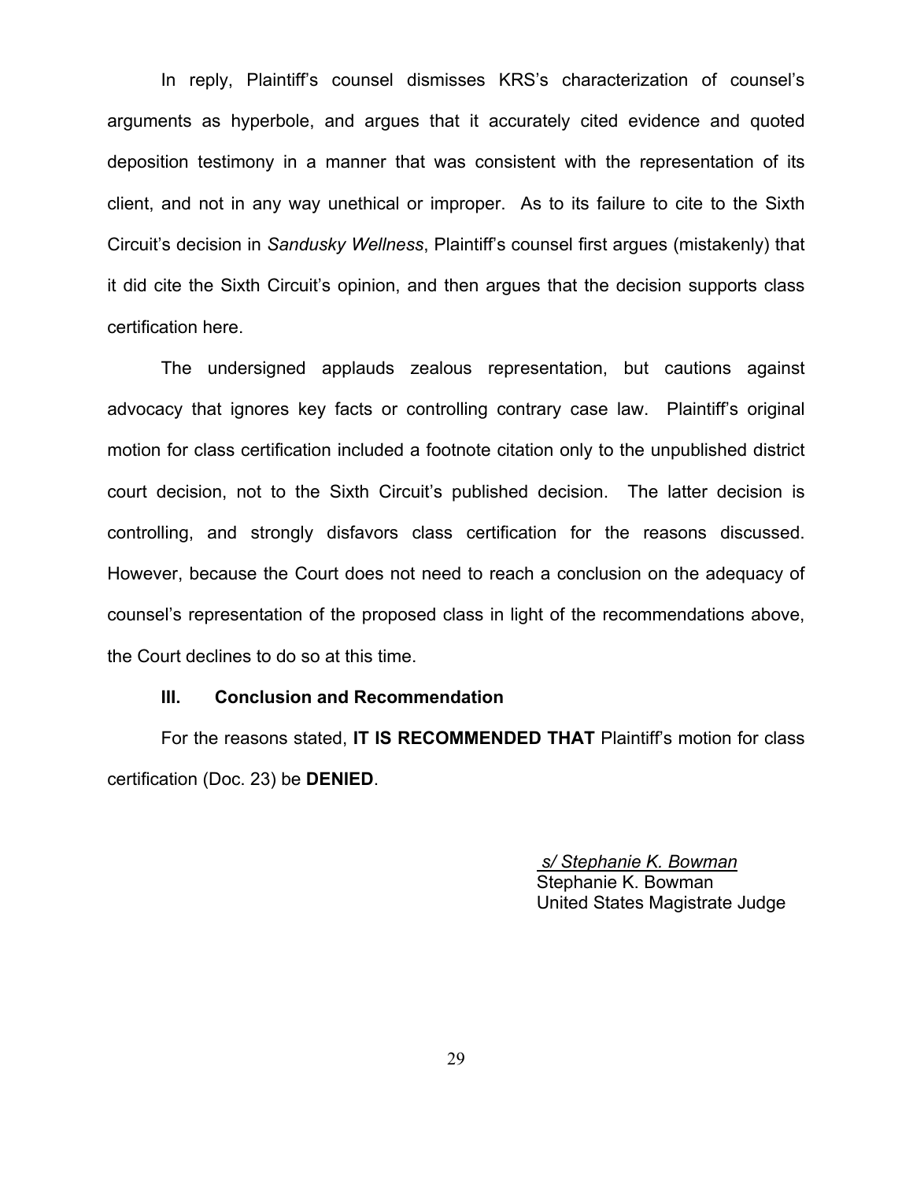In reply, Plaintiff's counsel dismisses KRS's characterization of counsel's arguments as hyperbole, and argues that it accurately cited evidence and quoted deposition testimony in a manner that was consistent with the representation of its client, and not in any way unethical or improper. As to its failure to cite to the Sixth Circuit's decision in *Sandusky Wellness*, Plaintiff's counsel first argues (mistakenly) that it did cite the Sixth Circuit's opinion, and then argues that the decision supports class certification here.

The undersigned applauds zealous representation, but cautions against advocacy that ignores key facts or controlling contrary case law. Plaintiff's original motion for class certification included a footnote citation only to the unpublished district court decision, not to the Sixth Circuit's published decision. The latter decision is controlling, and strongly disfavors class certification for the reasons discussed. However, because the Court does not need to reach a conclusion on the adequacy of counsel's representation of the proposed class in light of the recommendations above, the Court declines to do so at this time.

### III. Conclusion and Recommendation

For the reasons stated, **IT IS RECOMMENDED THAT** Plaintiff's motion for class certification (Doc. 23) be **DENIED**.

*s/ Stephanie K. Bowman*
Stephanie K. Bowman
United States Magistrate Judge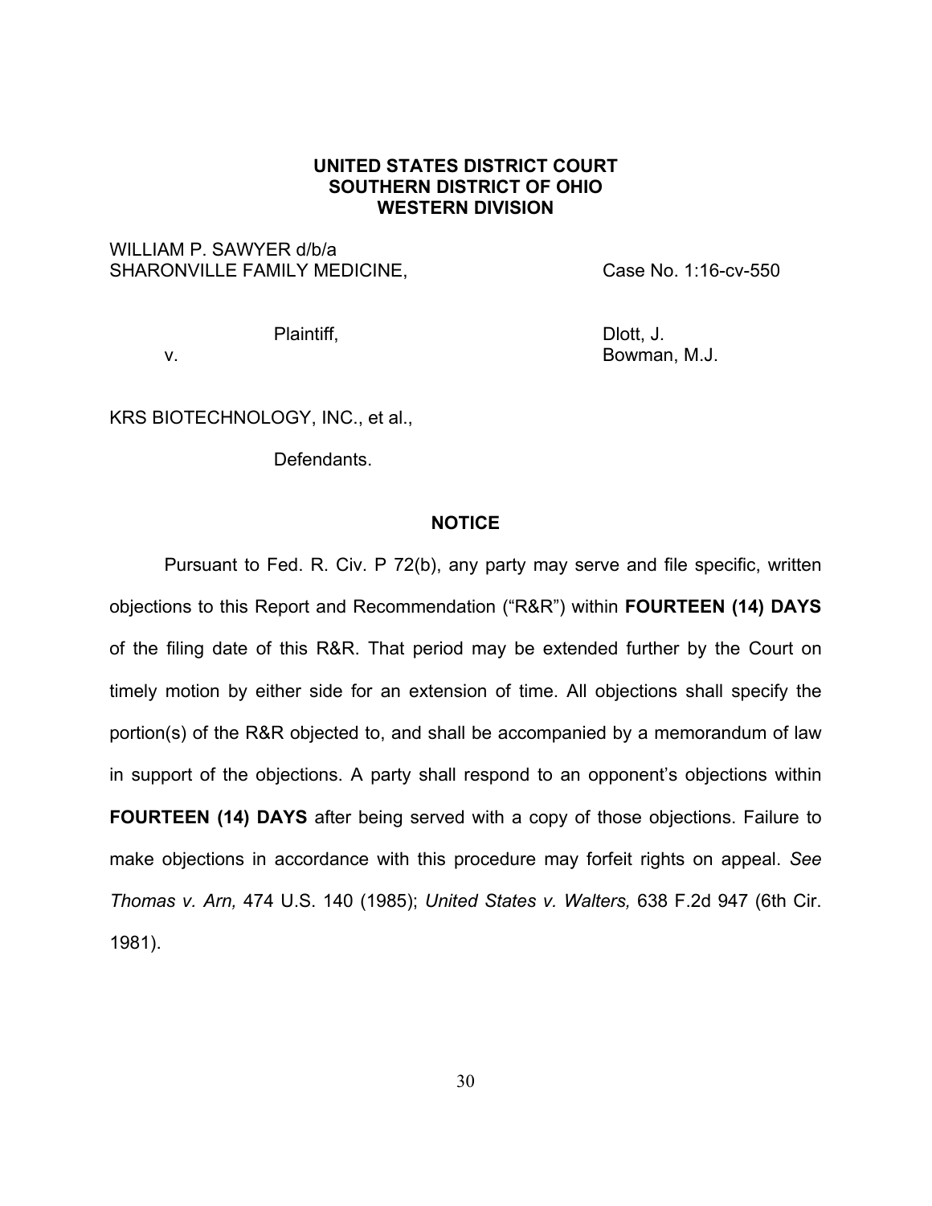**UNITED STATES DISTRICT COURT**
**SOUTHERN DISTRICT OF OHIO**
**WESTERN DIVISION**

WILLIAM P. SAWYER d/b/a
SHARONVILLE FAMILY MEDICINE, Case No. 1:16-cv-550

Plaintiff, Dlott, J.
v. Bowman, M.J.

KRS BIOTECHNOLOGY, INC., et al.,

Defendants.

**NOTICE**

Pursuant to Fed. R. Civ. P 72(b), any party may serve and file specific, written objections to this Report and Recommendation ("R&R") within **FOURTEEN (14) DAYS** of the filing date of this R&R. That period may be extended further by the Court on timely motion by either side for an extension of time. All objections shall specify the portion(s) of the R&R objected to, and shall be accompanied by a memorandum of law in support of the objections. A party shall respond to an opponent's objections within **FOURTEEN (14) DAYS** after being served with a copy of those objections. Failure to make objections in accordance with this procedure may forfeit rights on appeal. *See Thomas v. Arn,* 474 U.S. 140 (1985); *United States v. Walters,* 638 F.2d 947 (6th Cir. 1981).